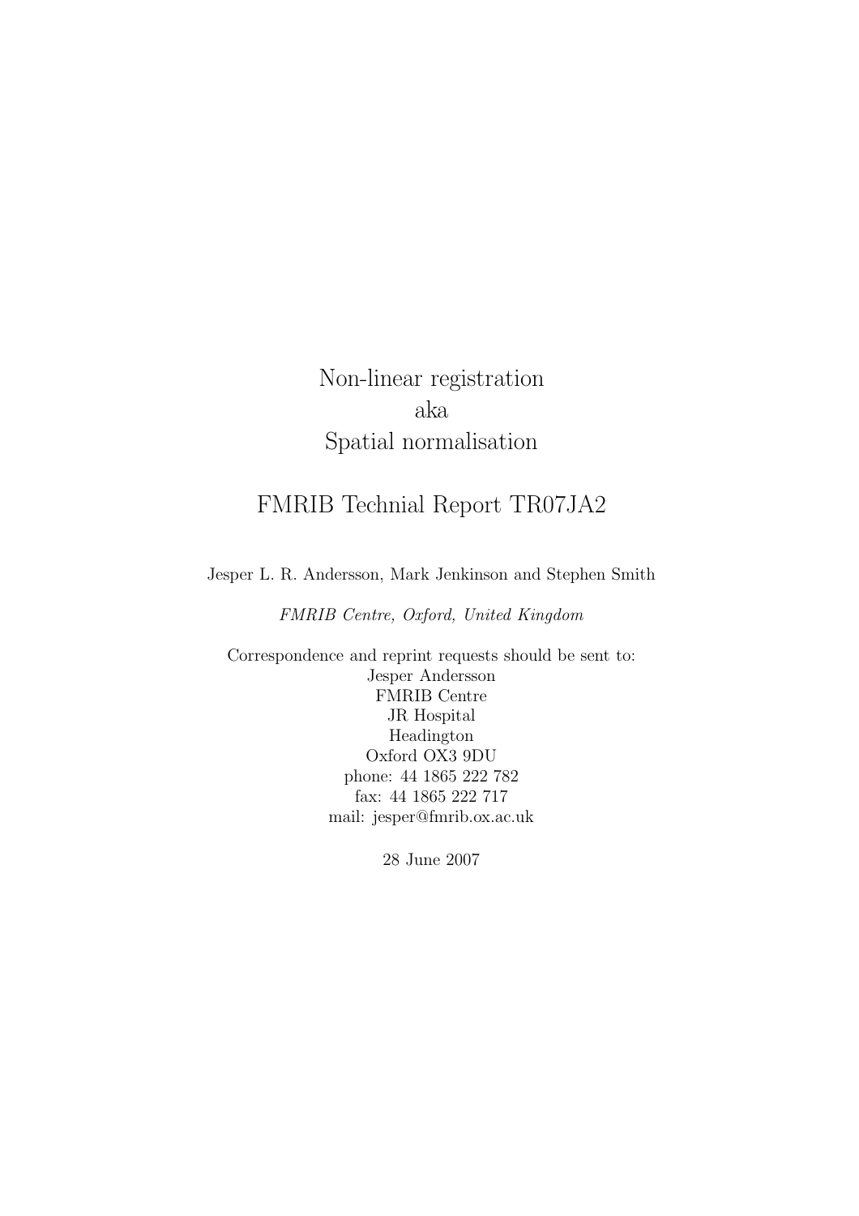# Non-linear registration
# aka
# Spatial normalisation

## FMRIB Technial Report TR07JA2

Jesper L. R. Andersson, Mark Jenkinson and Stephen Smith

*FMRIB Centre, Oxford, United Kingdom*

Correspondence and reprint requests should be sent to:
Jesper Andersson
FMRIB Centre
JR Hospital
Headington
Oxford OX3 9DU
phone: 44 1865 222 782
fax: 44 1865 222 717
mail: jesper@fmrib.ox.ac.uk

28 June 2007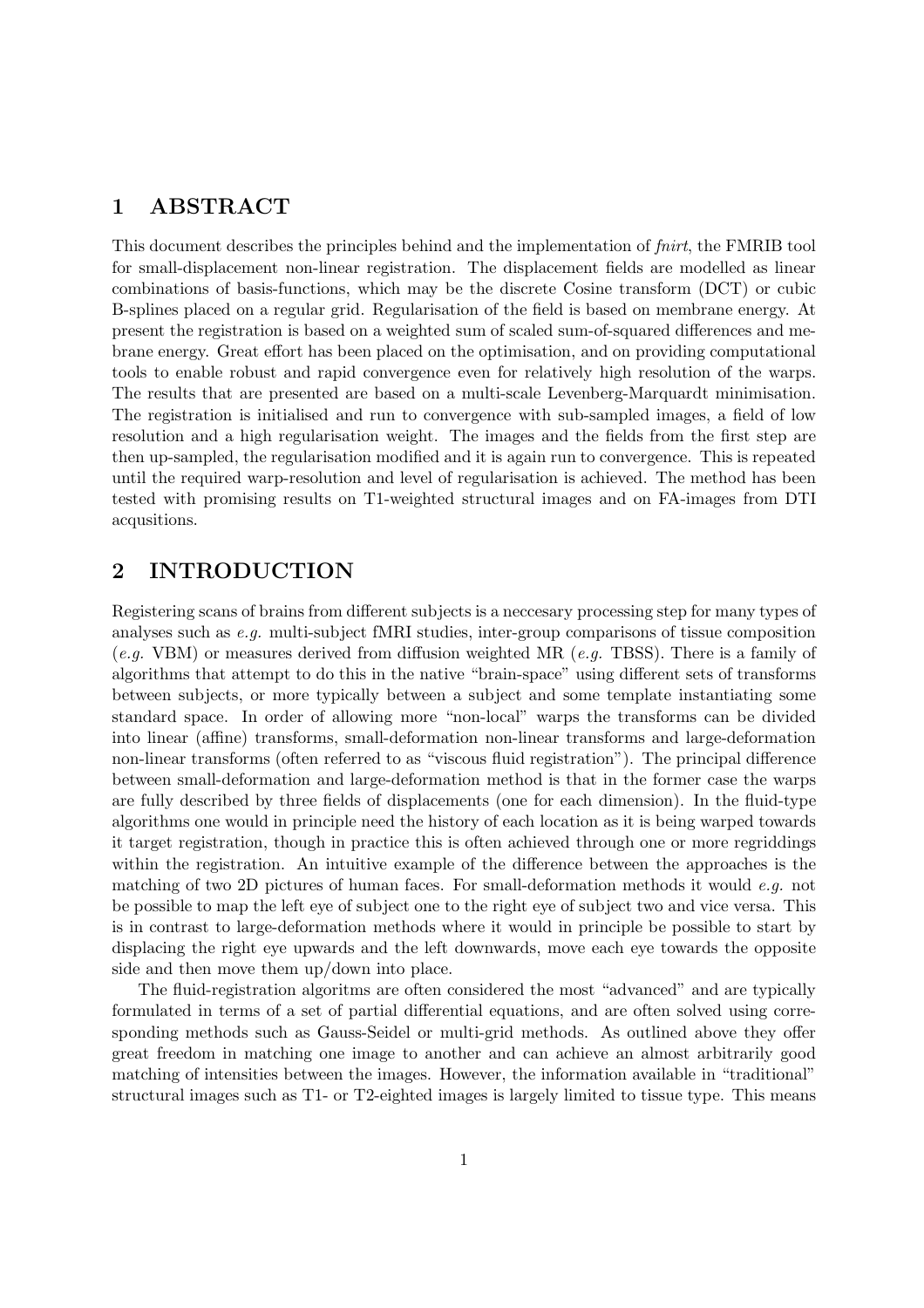# 1 ABSTRACT

This document describes the principles behind and the implementation of *fnirt*, the FMRIB tool for small-displacement non-linear registration. The displacement fields are modelled as linear combinations of basis-functions, which may be the discrete Cosine transform (DCT) or cubic B-splines placed on a regular grid. Regularisation of the field is based on membrane energy. At present the registration is based on a weighted sum of scaled sum-of-squared differences and mebrane energy. Great effort has been placed on the optimisation, and on providing computational tools to enable robust and rapid convergence even for relatively high resolution of the warps. The results that are presented are based on a multi-scale Levenberg-Marquardt minimisation. The registration is initialised and run to convergence with sub-sampled images, a field of low resolution and a high regularisation weight. The images and the fields from the first step are then up-sampled, the regularisation modified and it is again run to convergence. This is repeated until the required warp-resolution and level of regularisation is achieved. The method has been tested with promising results on T1-weighted structural images and on FA-images from DTI acqusitions.

# 2 INTRODUCTION

Registering scans of brains from different subjects is a neccesary processing step for many types of analyses such as *e.g.* multi-subject fMRI studies, inter-group comparisons of tissue composition (*e.g.* VBM) or measures derived from diffusion weighted MR (*e.g.* TBSS). There is a family of algorithms that attempt to do this in the native "brain-space" using different sets of transforms between subjects, or more typically between a subject and some template instantiating some standard space. In order of allowing more "non-local" warps the transforms can be divided into linear (affine) transforms, small-deformation non-linear transforms and large-deformation non-linear transforms (often referred to as "viscous fluid registration"). The principal difference between small-deformation and large-deformation method is that in the former case the warps are fully described by three fields of displacements (one for each dimension). In the fluid-type algorithms one would in principle need the history of each location as it is being warped towards it target registration, though in practice this is often achieved through one or more regriddings within the registration. An intuitive example of the difference between the approaches is the matching of two 2D pictures of human faces. For small-deformation methods it would *e.g.* not be possible to map the left eye of subject one to the right eye of subject two and vice versa. This is in contrast to large-deformation methods where it would in principle be possible to start by displacing the right eye upwards and the left downwards, move each eye towards the opposite side and then move them up/down into place.

The fluid-registration algoritms are often considered the most "advanced" and are typically formulated in terms of a set of partial differential equations, and are often solved using corresponding methods such as Gauss-Seidel or multi-grid methods. As outlined above they offer great freedom in matching one image to another and can achieve an almost arbitrarily good matching of intensities between the images. However, the information available in "traditional" structural images such as T1- or T2-eighted images is largely limited to tissue type. This means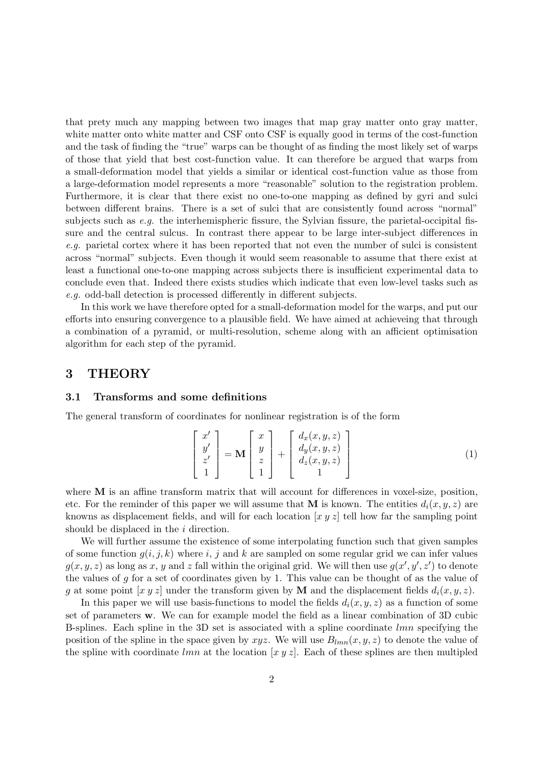that prety much any mapping between two images that map gray matter onto gray matter, white matter onto white matter and CSF onto CSF is equally good in terms of the cost-function and the task of finding the "true" warps can be thought of as finding the most likely set of warps of those that yield that best cost-function value. It can therefore be argued that warps from a small-deformation model that yields a similar or identical cost-function value as those from a large-deformation model represents a more "reasonable" solution to the registration problem. Furthermore, it is clear that there exist no one-to-one mapping as defined by gyri and sulci between different brains. There is a set of sulci that are consistently found across "normal" subjects such as *e.g.* the interhemispheric fissure, the Sylvian fissure, the parietal-occipital fissure and the central sulcus. In contrast there appear to be large inter-subject differences in *e.g.* parietal cortex where it has been reported that not even the number of sulci is consistent across "normal" subjects. Even though it would seem reasonable to assume that there exist at least a functional one-to-one mapping across subjects there is insufficient experimental data to conclude even that. Indeed there exists studies which indicate that even low-level tasks such as *e.g.* odd-ball detection is processed differently in different subjects.

In this work we have therefore opted for a small-deformation model for the warps, and put our efforts into ensuring convergence to a plausible field. We have aimed at achieveing that through a combination of a pyramid, or multi-resolution, scheme along with an afficient optimisation algorithm for each step of the pyramid.

# 3 THEORY

## 3.1 Transforms and some definitions

The general transform of coordinates for nonlinear registration is of the form

$$\begin{bmatrix} x' \\ y' \\ z' \\ 1 \end{bmatrix} = \mathbf{M} \begin{bmatrix} x \\ y \\ z \\ 1 \end{bmatrix} + \begin{bmatrix} d_x(x,y,z) \\ d_y(x,y,z) \\ d_z(x,y,z) \\ 1 \end{bmatrix} \tag{1}$$

where $\mathbf{M}$ is an affine transform matrix that will account for differences in voxel-size, position, etc. For the reminder of this paper we will assume that $\mathbf{M}$ is known. The entities $d_i(x,y,z)$ are knowns as displacement fields, and will for each location $[x\ y\ z]$ tell how far the sampling point should be displaced in the $i$ direction.

We will further assume the existence of some interpolating function such that given samples of some function $g(i,j,k)$ where $i$, $j$ and $k$ are sampled on some regular grid we can infer values $g(x,y,z)$ as long as $x$, $y$ and $z$ fall within the original grid. We will then use $g(x',y',z')$ to denote the values of $g$ for a set of coordinates given by 1. This value can be thought of as the value of $g$ at some point $[x\ y\ z]$ under the transform given by $\mathbf{M}$ and the displacement fields $d_i(x,y,z)$.

In this paper we will use basis-functions to model the fields $d_i(x,y,z)$ as a function of some set of parameters $\mathbf{w}$. We can for example model the field as a linear combination of 3D cubic B-splines. Each spline in the 3D set is associated with a spline coordinate $lmn$ specifying the position of the spline in the space given by $xyz$. We will use $B_{lmn}(x,y,z)$ to denote the value of the spline with coordinate $lmn$ at the location $[x\ y\ z]$. Each of these splines are then multipled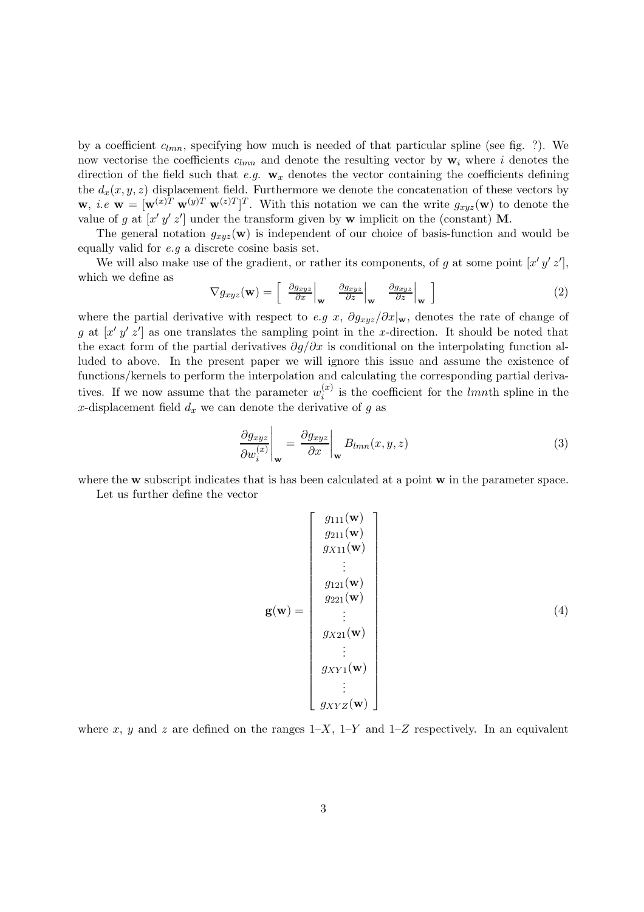by a coefficient $c_{lmn}$, specifying how much is needed of that particular spline (see fig. ?). We now vectorise the coefficients $c_{lmn}$ and denote the resulting vector by $\mathbf{w}_i$ where $i$ denotes the direction of the field such that *e.g.* $\mathbf{w}_x$ denotes the vector containing the coefficients defining the $d_x(x, y, z)$ displacement field. Furthermore we denote the concatenation of these vectors by $\mathbf{w}$, *i.e* $\mathbf{w} = [\mathbf{w}^{(x)T}\ \mathbf{w}^{(y)T}\ \mathbf{w}^{(z)T}]^T$. With this notation we can the write $g_{xyz}(\mathbf{w})$ to denote the value of $g$ at $[x'\ y'\ z']$ under the transform given by $\mathbf{w}$ implicit on the (constant) $\mathbf{M}$.

The general notation $g_{xyz}(\mathbf{w})$ is independent of our choice of basis-function and would be equally valid for *e.g* a discrete cosine basis set.

We will also make use of the gradient, or rather its components, of $g$ at some point $[x'\ y'\ z']$, which we define as

$$\nabla g_{xyz}(\mathbf{w}) = \left[\ \left.\frac{\partial g_{xyz}}{\partial x}\right|_{\mathbf{w}} \quad \left.\frac{\partial g_{xyz}}{\partial z}\right|_{\mathbf{w}} \quad \left.\frac{\partial g_{xyz}}{\partial z}\right|_{\mathbf{w}}\ \right] \tag{2}$$

where the partial derivative with respect to *e.g* $x$, $\partial g_{xyz}/\partial x|_{\mathbf{w}}$, denotes the rate of change of $g$ at $[x'\ y'\ z']$ as one translates the sampling point in the $x$-direction. It should be noted that the exact form of the partial derivatives $\partial g/\partial x$ is conditional on the interpolating function alluded to above. In the present paper we will ignore this issue and assume the existence of functions/kernels to perform the interpolation and calculating the corresponding partial derivatives. If we now assume that the parameter $w_i^{(x)}$ is the coefficient for the $lmn$th spline in the $x$-displacement field $d_x$ we can denote the derivative of $g$ as

$$\left.\frac{\partial g_{xyz}}{\partial w_i^{(x)}}\right|_{\mathbf{w}} = \left.\frac{\partial g_{xyz}}{\partial x}\right|_{\mathbf{w}} B_{lmn}(x, y, z) \tag{3}$$

where the $\mathbf{w}$ subscript indicates that is has been calculated at a point $\mathbf{w}$ in the parameter space.

Let us further define the vector

$$\mathbf{g}(\mathbf{w}) = \begin{bmatrix} g_{111}(\mathbf{w}) \\ g_{211}(\mathbf{w}) \\ g_{X11}(\mathbf{w}) \\ \vdots \\ g_{121}(\mathbf{w}) \\ g_{221}(\mathbf{w}) \\ \vdots \\ g_{X21}(\mathbf{w}) \\ \vdots \\ g_{XY1}(\mathbf{w}) \\ \vdots \\ g_{XYZ}(\mathbf{w}) \end{bmatrix} \tag{4}$$

where $x$, $y$ and $z$ are defined on the ranges 1–$X$, 1–$Y$ and 1–$Z$ respectively. In an equivalent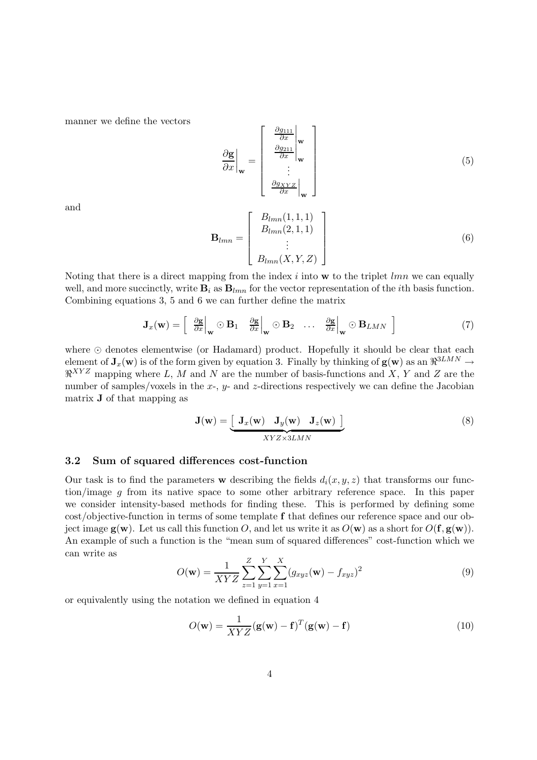manner we define the vectors

$$\left.\frac{\partial \mathbf{g}}{\partial x}\right|_{\mathbf{w}} = \begin{bmatrix} \left.\frac{\partial g_{111}}{\partial x}\right|_{\mathbf{w}} \\ \left.\frac{\partial g_{211}}{\partial x}\right|_{\mathbf{w}} \\ \vdots \\ \left.\frac{\partial g_{XYZ}}{\partial x}\right|_{\mathbf{w}} \end{bmatrix} \tag{5}$$

and

$$\mathbf{B}_{lmn} = \begin{bmatrix} B_{lmn}(1,1,1) \\ B_{lmn}(2,1,1) \\ \vdots \\ B_{lmn}(X,Y,Z) \end{bmatrix} \tag{6}$$

Noting that there is a direct mapping from the index $i$ into $\mathbf{w}$ to the triplet $lmn$ we can equally well, and more succinctly, write $\mathbf{B}_i$ as $\mathbf{B}_{lmn}$ for the vector representation of the $i$th basis function. Combining equations 3, 5 and 6 we can further define the matrix

$$\mathbf{J}_x(\mathbf{w}) = \left[ \begin{array}{cccc} \left.\frac{\partial \mathbf{g}}{\partial x}\right|_{\mathbf{w}} \odot \mathbf{B}_1 & \left.\frac{\partial \mathbf{g}}{\partial x}\right|_{\mathbf{w}} \odot \mathbf{B}_2 & \ldots & \left.\frac{\partial \mathbf{g}}{\partial x}\right|_{\mathbf{w}} \odot \mathbf{B}_{LMN} \end{array} \right] \tag{7}$$

where $\odot$ denotes elementwise (or Hadamard) product. Hopefully it should be clear that each element of $\mathbf{J}_x(\mathbf{w})$ is of the form given by equation 3. Finally by thinking of $\mathbf{g}(\mathbf{w})$ as an $\Re^{3LMN} \rightarrow \Re^{XYZ}$ mapping where $L$, $M$ and $N$ are the number of basis-functions and $X$, $Y$ and $Z$ are the number of samples/voxels in the $x$-, $y$- and $z$-directions respectively we can define the Jacobian matrix $\mathbf{J}$ of that mapping as

$$\mathbf{J}(\mathbf{w}) = \underbrace{\left[ \begin{array}{ccc} \mathbf{J}_x(\mathbf{w}) & \mathbf{J}_y(\mathbf{w}) & \mathbf{J}_z(\mathbf{w}) \end{array} \right]}_{XYZ \times 3LMN} \tag{8}$$

### 3.2 Sum of squared differences cost-function

Our task is to find the parameters $\mathbf{w}$ describing the fields $d_i(x,y,z)$ that transforms our function/image $g$ from its native space to some other arbitrary reference space. In this paper we consider intensity-based methods for finding these. This is performed by defining some cost/objective-function in terms of some template $\mathbf{f}$ that defines our reference space and our object image $\mathbf{g}(\mathbf{w})$. Let us call this function $O$, and let us write it as $O(\mathbf{w})$ as a short for $O(\mathbf{f}, \mathbf{g}(\mathbf{w}))$. An example of such a function is the "mean sum of squared differences" cost-function which we can write as

$$O(\mathbf{w}) = \frac{1}{XYZ} \sum_{z=1}^{Z} \sum_{y=1}^{Y} \sum_{x=1}^{X} (g_{xyz}(\mathbf{w}) - f_{xyz})^2 \tag{9}$$

or equivalently using the notation we defined in equation 4

$$O(\mathbf{w}) = \frac{1}{XYZ} (\mathbf{g}(\mathbf{w}) - \mathbf{f})^T (\mathbf{g}(\mathbf{w}) - \mathbf{f}) \tag{10}$$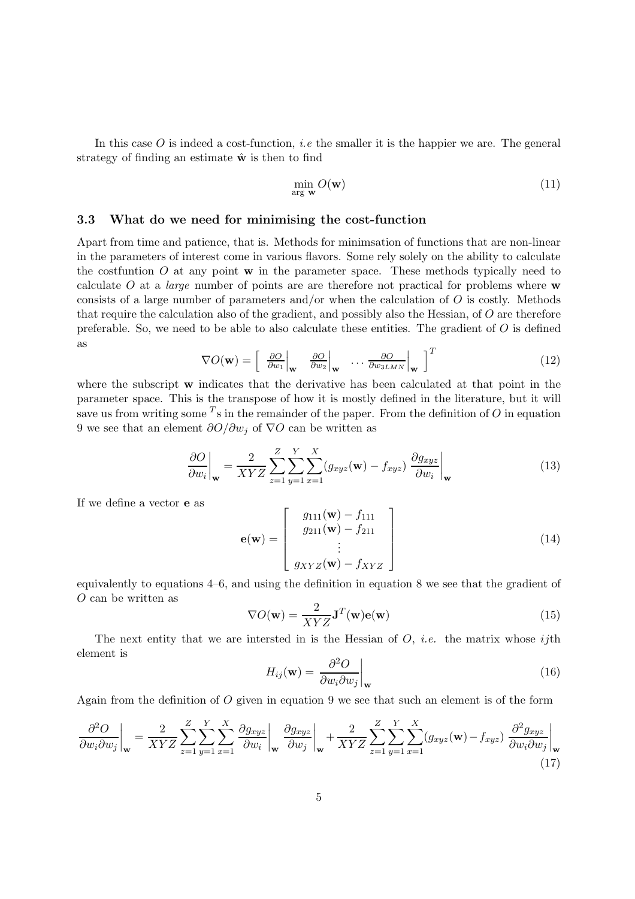In this case $O$ is indeed a cost-function, *i.e* the smaller it is the happier we are. The general strategy of finding an estimate $\hat{\mathbf{w}}$ is then to find

$$\min_{\arg\ \mathbf{w}} O(\mathbf{w}) \tag{11}$$

### 3.3 What do we need for minimising the cost-function

Apart from time and patience, that is. Methods for minimsation of functions that are non-linear in the parameters of interest come in various flavors. Some rely solely on the ability to calculate the costfuntion $O$ at any point $\mathbf{w}$ in the parameter space. These methods typically need to calculate $O$ at a *large* number of points are are therefore not practical for problems where $\mathbf{w}$ consists of a large number of parameters and/or when the calculation of $O$ is costly. Methods that require the calculation also of the gradient, and possibly also the Hessian, of $O$ are therefore preferable. So, we need to be able to also calculate these entities. The gradient of $O$ is defined as

$$\nabla O(\mathbf{w}) = \left[\begin{array}{cccc} \left.\frac{\partial O}{\partial w_1}\right|_{\mathbf{w}} & \left.\frac{\partial O}{\partial w_2}\right|_{\mathbf{w}} & \cdots & \left.\frac{\partial O}{\partial w_{3LMN}}\right|_{\mathbf{w}} \end{array}\right]^T \tag{12}$$

where the subscript $\mathbf{w}$ indicates that the derivative has been calculated at that point in the parameter space. This is the transpose of how it is mostly defined in the literature, but it will save us from writing some $^T$s in the remainder of the paper. From the definition of $O$ in equation 9 we see that an element $\partial O/\partial w_j$ of $\nabla O$ can be written as

$$\left.\frac{\partial O}{\partial w_i}\right|_{\mathbf{w}} = \frac{2}{XYZ}\sum_{z=1}^{Z}\sum_{y=1}^{Y}\sum_{x=1}^{X}(g_{xyz}(\mathbf{w}) - f_{xyz})\left.\frac{\partial g_{xyz}}{\partial w_i}\right|_{\mathbf{w}} \tag{13}$$

If we define a vector $\mathbf{e}$ as

$$\mathbf{e}(\mathbf{w}) = \left[\begin{array}{c} g_{111}(\mathbf{w}) - f_{111} \\ g_{211}(\mathbf{w}) - f_{211} \\ \vdots \\ g_{XYZ}(\mathbf{w}) - f_{XYZ} \end{array}\right] \tag{14}$$

equivalently to equations 4–6, and using the definition in equation 8 we see that the gradient of $O$ can be written as

$$\nabla O(\mathbf{w}) = \frac{2}{XYZ}\mathbf{J}^T(\mathbf{w})\mathbf{e}(\mathbf{w}) \tag{15}$$

The next entity that we are intersted in is the Hessian of $O$, *i.e.* the matrix whose $ij$th element is

$$H_{ij}(\mathbf{w}) = \left.\frac{\partial^2 O}{\partial w_i \partial w_j}\right|_{\mathbf{w}} \tag{16}$$

Again from the definition of $O$ given in equation 9 we see that such an element is of the form

$$\left.\frac{\partial^2 O}{\partial w_i \partial w_j}\right|_{\mathbf{w}} = \frac{2}{XYZ}\sum_{z=1}^{Z}\sum_{y=1}^{Y}\sum_{x=1}^{X}\left.\frac{\partial g_{xyz}}{\partial w_i}\right|_{\mathbf{w}}\left.\frac{\partial g_{xyz}}{\partial w_j}\right|_{\mathbf{w}} + \frac{2}{XYZ}\sum_{z=1}^{Z}\sum_{y=1}^{Y}\sum_{x=1}^{X}(g_{xyz}(\mathbf{w}) - f_{xyz})\left.\frac{\partial^2 g_{xyz}}{\partial w_i \partial w_j}\right|_{\mathbf{w}} \tag{17}$$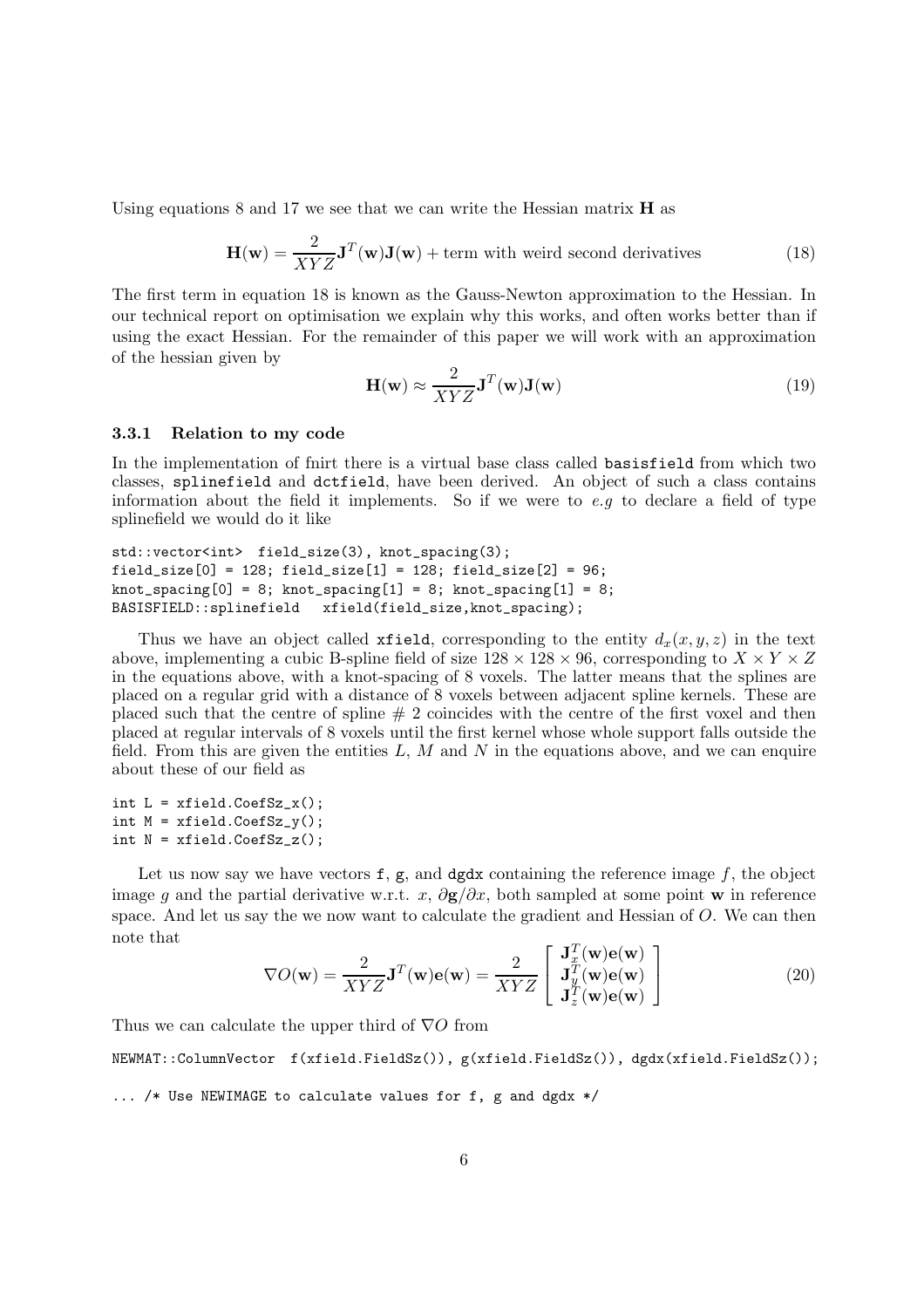Using equations 8 and 17 we see that we can write the Hessian matrix $\mathbf{H}$ as

$$\mathbf{H}(\mathbf{w}) = \frac{2}{XYZ}\mathbf{J}^T(\mathbf{w})\mathbf{J}(\mathbf{w}) + \text{term with weird second derivatives} \tag{18}$$

The first term in equation 18 is known as the Gauss-Newton approximation to the Hessian. In our technical report on optimisation we explain why this works, and often works better than if using the exact Hessian. For the remainder of this paper we will work with an approximation of the hessian given by

$$\mathbf{H}(\mathbf{w}) \approx \frac{2}{XYZ}\mathbf{J}^T(\mathbf{w})\mathbf{J}(\mathbf{w}) \tag{19}$$

### 3.3.1 Relation to my code

In the implementation of fnirt there is a virtual base class called `basisfield` from which two classes, `splinefield` and `dctfield`, have been derived. An object of such a class contains information about the field it implements. So if we were to *e.g* to declare a field of type splinefield we would do it like

```
std::vector<int>  field_size(3), knot_spacing(3);
field_size[0] = 128; field_size[1] = 128; field_size[2] = 96;
knot_spacing[0] = 8; knot_spacing[1] = 8; knot_spacing[1] = 8;
BASISFIELD::splinefield   xfield(field_size,knot_spacing);
```

Thus we have an object called `xfield`, corresponding to the entity $d_x(x, y, z)$ in the text above, implementing a cubic B-spline field of size $128 \times 128 \times 96$, corresponding to $X \times Y \times Z$ in the equations above, with a knot-spacing of 8 voxels. The latter means that the splines are placed on a regular grid with a distance of 8 voxels between adjacent spline kernels. These are placed such that the centre of spline # 2 coincides with the centre of the first voxel and then placed at regular intervals of 8 voxels until the first kernel whose whole support falls outside the field. From this are given the entities $L$, $M$ and $N$ in the equations above, and we can enquire about these of our field as

```
int L = xfield.CoefSz_x();
int M = xfield.CoefSz_y();
int N = xfield.CoefSz_z();
```

Let us now say we have vectors `f`, `g`, and `dgdx` containing the reference image $f$, the object image $g$ and the partial derivative w.r.t. $x$, $\partial\mathbf{g}/\partial x$, both sampled at some point $\mathbf{w}$ in reference space. And let us say the we now want to calculate the gradient and Hessian of $O$. We can then note that

$$\nabla O(\mathbf{w}) = \frac{2}{XYZ}\mathbf{J}^T(\mathbf{w})\mathbf{e}(\mathbf{w}) = \frac{2}{XYZ}\begin{bmatrix} \mathbf{J}_x^T(\mathbf{w})\mathbf{e}(\mathbf{w}) \\ \mathbf{J}_y^T(\mathbf{w})\mathbf{e}(\mathbf{w}) \\ \mathbf{J}_z^T(\mathbf{w})\mathbf{e}(\mathbf{w}) \end{bmatrix} \tag{20}$$

Thus we can calculate the upper third of $\nabla O$ from

```
NEWMAT::ColumnVector  f(xfield.FieldSz()), g(xfield.FieldSz()), dgdx(xfield.FieldSz());

... /* Use NEWIMAGE to calculate values for f, g and dgdx */
```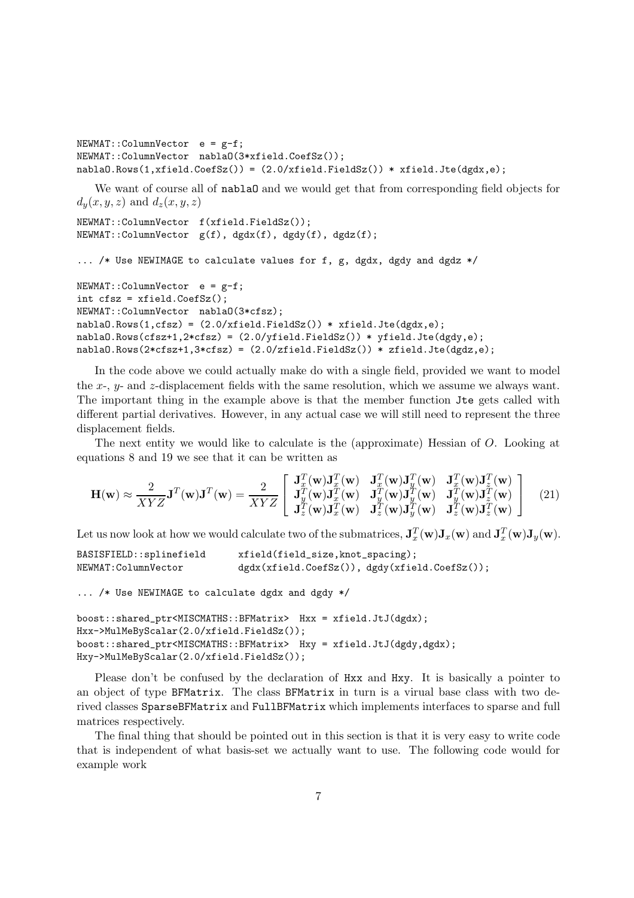```
NEWMAT::ColumnVector  e = g-f;
NEWMAT::ColumnVector  nablaO(3*xfield.CoefSz());
nablaO.Rows(1,xfield.CoefSz()) = (2.0/xfield.FieldSz()) * xfield.Jte(dgdx,e);
```

We want of course all of nablaO and we would get that from corresponding field objects for $d_y(x, y, z)$ and $d_z(x, y, z)$

```
NEWMAT::ColumnVector  f(xfield.FieldSz());
NEWMAT::ColumnVector  g(f), dgdx(f), dgdy(f), dgdz(f);

... /* Use NEWIMAGE to calculate values for f, g, dgdx, dgdy and dgdz */

NEWMAT::ColumnVector  e = g-f;
int cfsz = xfield.CoefSz();
NEWMAT::ColumnVector  nablaO(3*cfsz);
nablaO.Rows(1,cfsz) = (2.0/xfield.FieldSz()) * xfield.Jte(dgdx,e);
nablaO.Rows(cfsz+1,2*cfsz) = (2.0/yfield.FieldSz()) * yfield.Jte(dgdy,e);
nablaO.Rows(2*cfsz+1,3*cfsz) = (2.0/zfield.FieldSz()) * zfield.Jte(dgdz,e);
```

In the code above we could actually make do with a single field, provided we want to model the $x$-, $y$- and $z$-displacement fields with the same resolution, which we assume we always want. The important thing in the example above is that the member function Jte gets called with different partial derivatives. However, in any actual case we will still need to represent the three displacement fields.

The next entity we would like to calculate is the (approximate) Hessian of $O$. Looking at equations 8 and 19 we see that it can be written as

$$
\mathbf{H}(\mathbf{w}) \approx \frac{2}{XYZ}\mathbf{J}^T(\mathbf{w})\mathbf{J}^T(\mathbf{w}) = \frac{2}{XYZ}\begin{bmatrix} \mathbf{J}_x^T(\mathbf{w})\mathbf{J}_x^T(\mathbf{w}) & \mathbf{J}_x^T(\mathbf{w})\mathbf{J}_y^T(\mathbf{w}) & \mathbf{J}_x^T(\mathbf{w})\mathbf{J}_z^T(\mathbf{w}) \\ \mathbf{J}_y^T(\mathbf{w})\mathbf{J}_x^T(\mathbf{w}) & \mathbf{J}_y^T(\mathbf{w})\mathbf{J}_y^T(\mathbf{w}) & \mathbf{J}_y^T(\mathbf{w})\mathbf{J}_z^T(\mathbf{w}) \\ \mathbf{J}_z^T(\mathbf{w})\mathbf{J}_x^T(\mathbf{w}) & \mathbf{J}_z^T(\mathbf{w})\mathbf{J}_y^T(\mathbf{w}) & \mathbf{J}_z^T(\mathbf{w})\mathbf{J}_z^T(\mathbf{w}) \end{bmatrix} \quad (21)
$$

Let us now look at how we would calculate two of the submatrices, $\mathbf{J}_x^T(\mathbf{w})\mathbf{J}_x(\mathbf{w})$ and $\mathbf{J}_x^T(\mathbf{w})\mathbf{J}_y(\mathbf{w})$.

```
BASISFIELD::splinefield      xfield(field_size,knot_spacing);
NEWMAT:ColumnVector          dgdx(xfield.CoefSz()), dgdy(xfield.CoefSz());

... /* Use NEWIMAGE to calculate dgdx and dgdy */

boost::shared_ptr<MISCMATHS::BFMatrix>  Hxx = xfield.JtJ(dgdx);
Hxx->MulMeByScalar(2.0/xfield.FieldSz());
boost::shared_ptr<MISCMATHS::BFMatrix>  Hxy = xfield.JtJ(dgdy,dgdx);
Hxy->MulMeByScalar(2.0/xfield.FieldSz());
```

Please don't be confused by the declaration of Hxx and Hxy. It is basically a pointer to an object of type BFMatrix. The class BFMatrix in turn is a virual base class with two derived classes SparseBFMatrix and FullBFMatrix which implements interfaces to sparse and full matrices respectively.

The final thing that should be pointed out in this section is that it is very easy to write code that is independent of what basis-set we actually want to use. The following code would for example work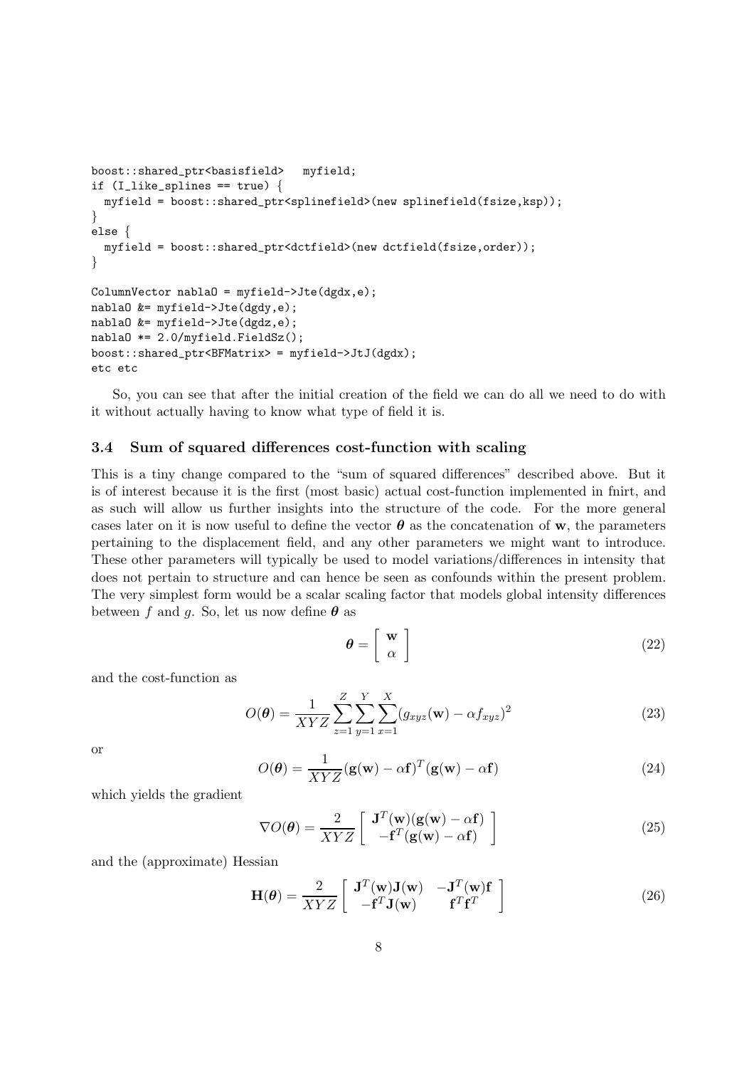```
boost::shared_ptr<basisfield>   myfield;
if (I_like_splines == true) {
  myfield = boost::shared_ptr<splinefield>(new splinefield(fsize,ksp));
}
else {
  myfield = boost::shared_ptr<dctfield>(new dctfield(fsize,order));
}

ColumnVector nablaO = myfield->Jte(dgdx,e);
nablaO &= myfield->Jte(dgdy,e);
nablaO &= myfield->Jte(dgdz,e);
nablaO *= 2.0/myfield.FieldSz();
boost::shared_ptr<BFMatrix> = myfield->JtJ(dgdx);
etc etc
```

So, you can see that after the initial creation of the field we can do all we need to do with it without actually having to know what type of field it is.

### 3.4 Sum of squared differences cost-function with scaling

This is a tiny change compared to the "sum of squared differences" described above. But it is of interest because it is the first (most basic) actual cost-function implemented in fnirt, and as such will allow us further insights into the structure of the code. For the more general cases later on it is now useful to define the vector $\boldsymbol{\theta}$ as the concatenation of $\mathbf{w}$, the parameters pertaining to the displacement field, and any other parameters we might want to introduce. These other parameters will typically be used to model variations/differences in intensity that does not pertain to structure and can hence be seen as confounds within the present problem. The very simplest form would be a scalar scaling factor that models global intensity differences between $f$ and $g$. So, let us now define $\boldsymbol{\theta}$ as

$$\boldsymbol{\theta} = \left[ \begin{array}{c} \mathbf{w} \\ \alpha \end{array} \right] \tag{22}$$

and the cost-function as

$$O(\boldsymbol{\theta}) = \frac{1}{XYZ} \sum_{z=1}^{Z} \sum_{y=1}^{Y} \sum_{x=1}^{X} (g_{xyz}(\mathbf{w}) - \alpha f_{xyz})^2 \tag{23}$$

or

$$O(\boldsymbol{\theta}) = \frac{1}{XYZ} (\mathbf{g}(\mathbf{w}) - \alpha \mathbf{f})^T (\mathbf{g}(\mathbf{w}) - \alpha \mathbf{f}) \tag{24}$$

which yields the gradient

$$\nabla O(\boldsymbol{\theta}) = \frac{2}{XYZ} \left[ \begin{array}{c} \mathbf{J}^T(\mathbf{w})(\mathbf{g}(\mathbf{w}) - \alpha \mathbf{f}) \\ -\mathbf{f}^T(\mathbf{g}(\mathbf{w}) - \alpha \mathbf{f}) \end{array} \right] \tag{25}$$

and the (approximate) Hessian

$$\mathbf{H}(\boldsymbol{\theta}) = \frac{2}{XYZ} \left[ \begin{array}{cc} \mathbf{J}^T(\mathbf{w})\mathbf{J}(\mathbf{w}) & -\mathbf{J}^T(\mathbf{w})\mathbf{f} \\ -\mathbf{f}^T\mathbf{J}(\mathbf{w}) & \mathbf{f}^T\mathbf{f}^T \end{array} \right] \tag{26}$$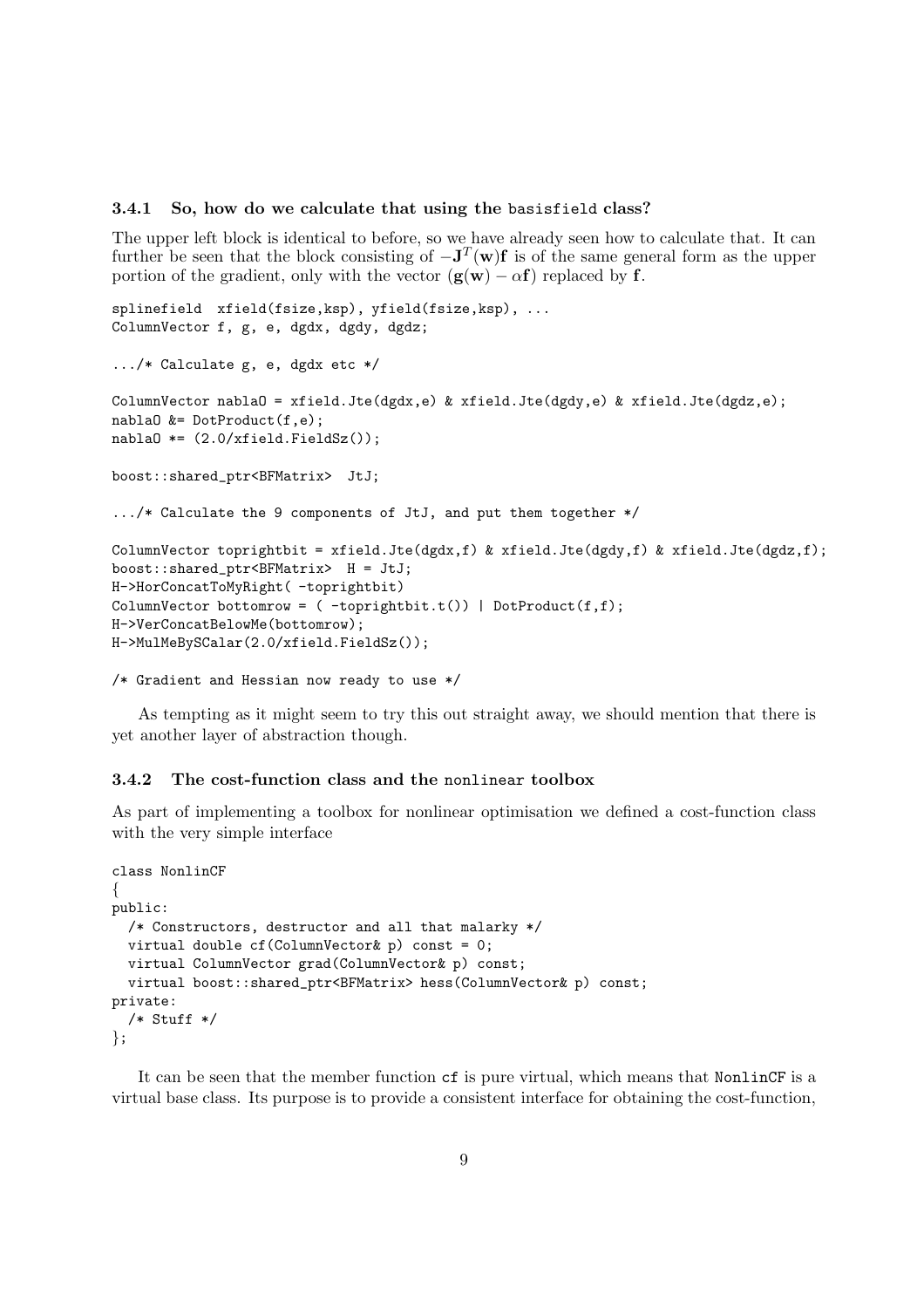### 3.4.1 So, how do we calculate that using the `basisfield` class?

The upper left block is identical to before, so we have already seen how to calculate that. It can further be seen that the block consisting of $-\mathbf{J}^T(\mathbf{w})\mathbf{f}$ is of the same general form as the upper portion of the gradient, only with the vector $(\mathbf{g}(\mathbf{w}) - \alpha\mathbf{f})$ replaced by $\mathbf{f}$.

```
splinefield  xfield(fsize,ksp), yfield(fsize,ksp), ...
ColumnVector f, g, e, dgdx, dgdy, dgdz;

.../* Calculate g, e, dgdx etc */

ColumnVector nabla0 = xfield.Jte(dgdx,e) & xfield.Jte(dgdy,e) & xfield.Jte(dgdz,e);
nabla0 &= DotProduct(f,e);
nabla0 *= (2.0/xfield.FieldSz());

boost::shared_ptr<BFMatrix>  JtJ;

.../* Calculate the 9 components of JtJ, and put them together */

ColumnVector toprightbit = xfield.Jte(dgdx,f) & xfield.Jte(dgdy,f) & xfield.Jte(dgdz,f);
boost::shared_ptr<BFMatrix>  H = JtJ;
H->HorConcatToMyRight( -toprightbit)
ColumnVector bottomrow = ( -toprightbit.t()) | DotProduct(f,f);
H->VerConcatBelowMe(bottomrow);
H->MulMeBySCalar(2.0/xfield.FieldSz());

/* Gradient and Hessian now ready to use */
```

As tempting as it might seem to try this out straight away, we should mention that there is yet another layer of abstraction though.

### 3.4.2 The cost-function class and the `nonlinear` toolbox

As part of implementing a toolbox for nonlinear optimisation we defined a cost-function class with the very simple interface

```
class NonlinCF
{
public:
  /* Constructors, destructor and all that malarky */
  virtual double cf(ColumnVector& p) const = 0;
  virtual ColumnVector grad(ColumnVector& p) const;
  virtual boost::shared_ptr<BFMatrix> hess(ColumnVector& p) const;
private:
  /* Stuff */
};
```

It can be seen that the member function `cf` is pure virtual, which means that `NonlinCF` is a virtual base class. Its purpose is to provide a consistent interface for obtaining the cost-function,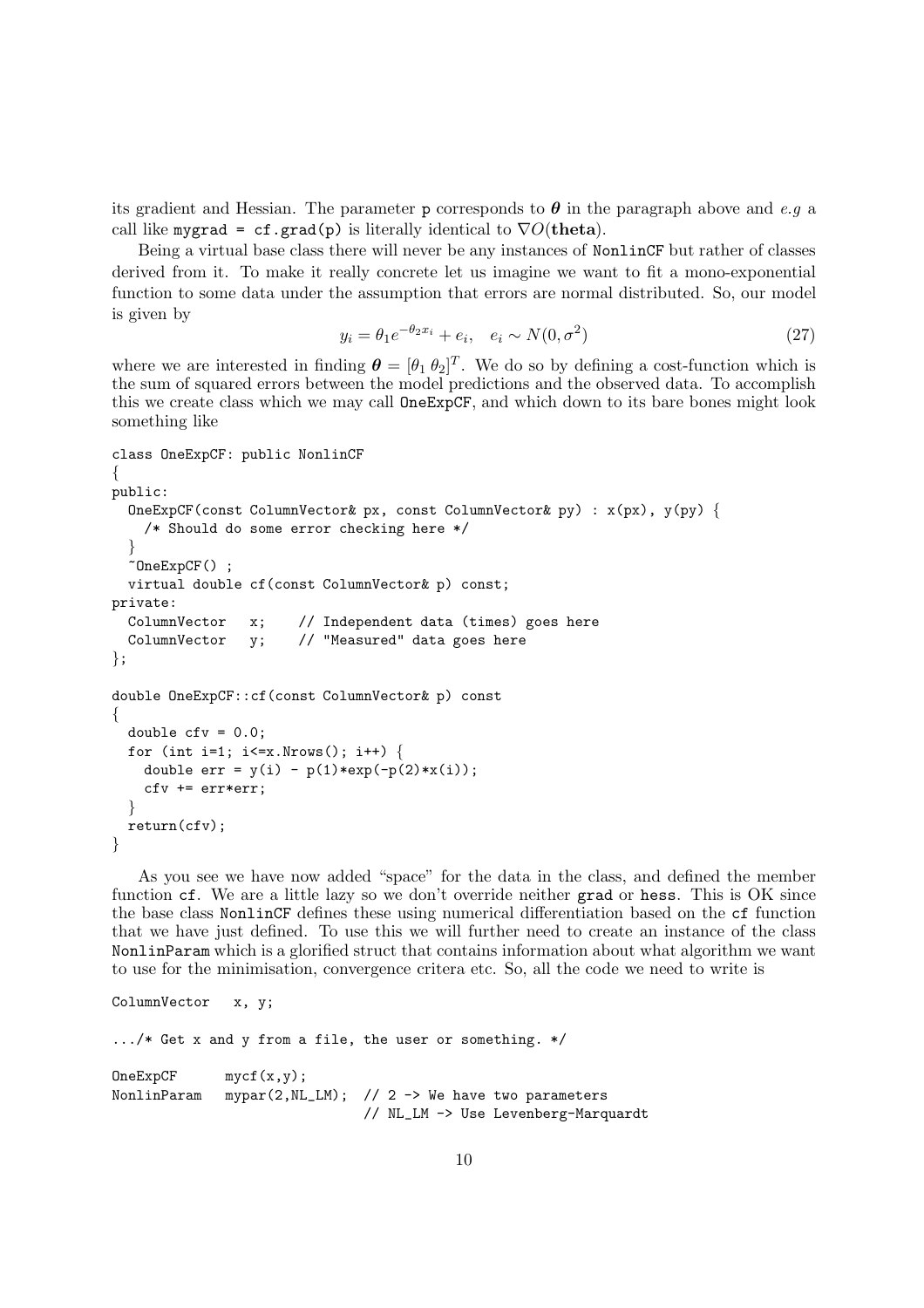its gradient and Hessian. The parameter `p` corresponds to $\boldsymbol{\theta}$ in the paragraph above and *e.g* a call like `mygrad = cf.grad(p)` is literally identical to $\nabla O(\textbf{theta})$.

Being a virtual base class there will never be any instances of `NonlinCF` but rather of classes derived from it. To make it really concrete let us imagine we want to fit a mono-exponential function to some data under the assumption that errors are normal distributed. So, our model is given by

$$y_i = \theta_1 e^{-\theta_2 x_i} + e_i, \quad e_i \sim N(0, \sigma^2) \tag{27}$$

where we are interested in finding $\boldsymbol{\theta} = [\theta_1 \; \theta_2]^T$. We do so by defining a cost-function which is the sum of squared errors between the model predictions and the observed data. To accomplish this we create class which we may call `OneExpCF`, and which down to its bare bones might look something like

```
class OneExpCF: public NonlinCF
{
public:
  OneExpCF(const ColumnVector& px, const ColumnVector& py) : x(px), y(py) {
    /* Should do some error checking here */
  }
  ~OneExpCF() ;
  virtual double cf(const ColumnVector& p) const;
private:
  ColumnVector   x;    // Independent data (times) goes here
  ColumnVector   y;    // "Measured" data goes here
};

double OneExpCF::cf(const ColumnVector& p) const
{
  double cfv = 0.0;
  for (int i=1; i<=x.Nrows(); i++) {
    double err = y(i) - p(1)*exp(-p(2)*x(i));
    cfv += err*err;
  }
  return(cfv);
}
```

As you see we have now added "space" for the data in the class, and defined the member function `cf`. We are a little lazy so we don't override neither `grad` or `hess`. This is OK since the base class `NonlinCF` defines these using numerical differentiation based on the `cf` function that we have just defined. To use this we will further need to create an instance of the class `NonlinParam` which is a glorified struct that contains information about what algorithm we want to use for the minimisation, convergence critera etc. So, all the code we need to write is

```
ColumnVector   x, y;

.../* Get x and y from a file, the user or something. */

OneExpCF      mycf(x,y);
NonlinParam   mypar(2,NL_LM);  // 2 -> We have two parameters
                               // NL_LM -> Use Levenberg-Marquardt
```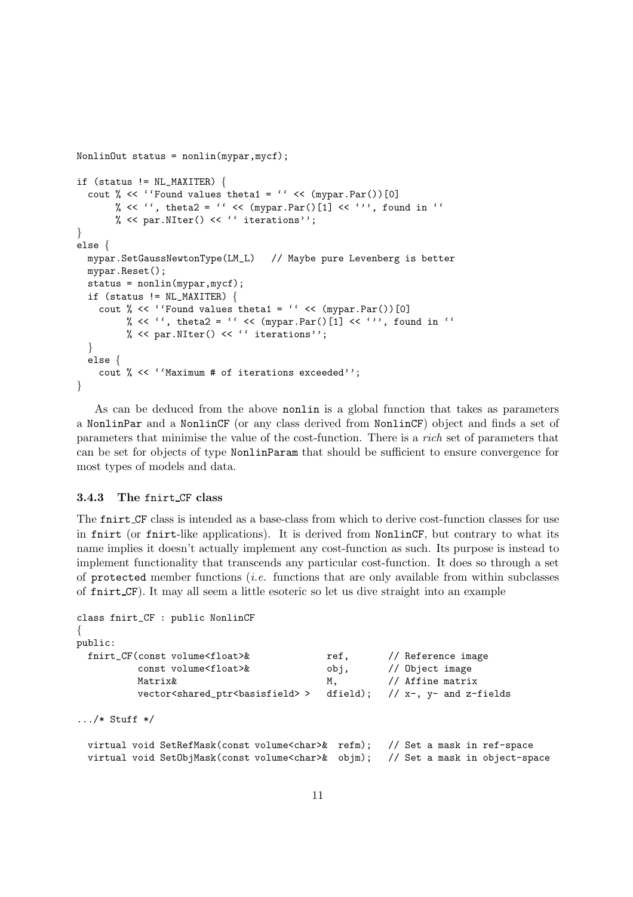```
NonlinOut status = nonlin(mypar,mycf);

if (status != NL_MAXITER) {
  cout % << ``Found values theta1 = `` << (mypar.Par())[0]
       % << ``, theta2 = `` << (mypar.Par()[1] << `'', found in ``
       % << par.NIter() << `` iterations'';
}
else {
  mypar.SetGaussNewtonType(LM_L)   // Maybe pure Levenberg is better
  mypar.Reset();
  status = nonlin(mypar,mycf);
  if (status != NL_MAXITER) {
    cout % << ``Found values theta1 = `` << (mypar.Par())[0]
         % << ``, theta2 = `` << (mypar.Par()[1] << `'', found in ``
         % << par.NIter() << `` iterations'';
  }
  else {
    cout % << ``Maximum # of iterations exceeded'';
}
```

As can be deduced from the above `nonlin` is a global function that takes as parameters a `NonlinPar` and a `NonlinCF` (or any class derived from `NonlinCF`) object and finds a set of parameters that minimise the value of the cost-function. There is a *rich* set of parameters that can be set for objects of type `NonlinParam` that should be sufficient to ensure convergence for most types of models and data.

### 3.4.3 The fnirt_CF class

The `fnirt_CF` class is intended as a base-class from which to derive cost-function classes for use in `fnirt` (or `fnirt`-like applications). It is derived from `NonlinCF`, but contrary to what its name implies it doesn't actually implement any cost-function as such. Its purpose is instead to implement functionality that transcends any particular cost-function. It does so through a set of `protected` member functions (*i.e.* functions that are only available from within subclasses of `fnirt_CF`). It may all seem a little esoteric so let us dive straight into an example

```
class fnirt_CF : public NonlinCF
{
public:
  fnirt_CF(const volume<float>&              ref,      // Reference image
           const volume<float>&              obj,      // Object image
           Matrix&                           M,        // Affine matrix
           vector<shared_ptr<basisfield> >   dfield);  // x-, y- and z-fields

.../* Stuff */

  virtual void SetRefMask(const volume<char>& refm);   // Set a mask in ref-space
  virtual void SetObjMask(const volume<char>& objm);   // Set a mask in object-space
```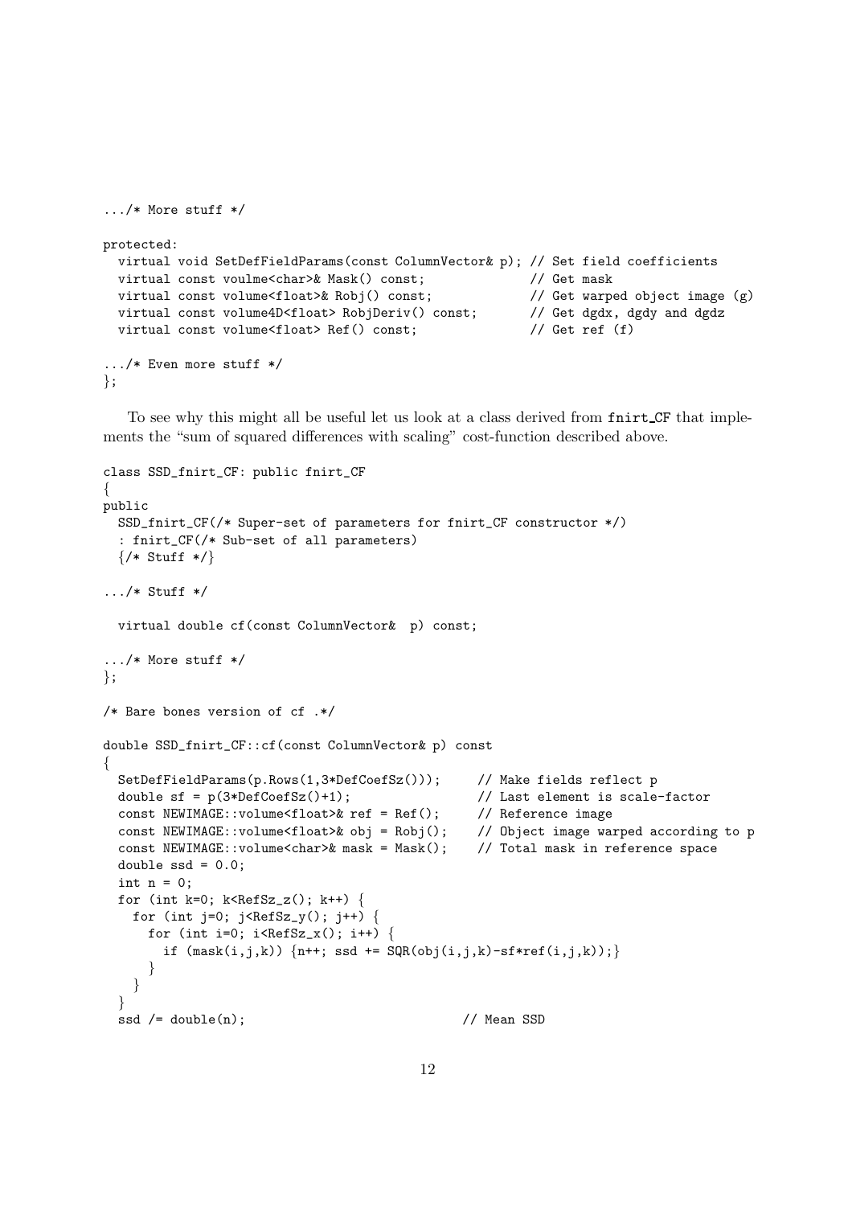```
.../* More stuff */

protected:
  virtual void SetDefFieldParams(const ColumnVector& p); // Set field coefficients
  virtual const voulme<char>& Mask() const;              // Get mask
  virtual const volume<float>& Robj() const;             // Get warped object image (g)
  virtual const volume4D<float> RobjDeriv() const;       // Get dgdx, dgdy and dgdz
  virtual const volume<float> Ref() const;               // Get ref (f)

.../* Even more stuff */
};
```

To see why this might all be useful let us look at a class derived from fnirt_CF that implements the "sum of squared differences with scaling" cost-function described above.

```
class SSD_fnirt_CF: public fnirt_CF
{
public
  SSD_fnirt_CF(/* Super-set of parameters for fnirt_CF constructor */)
  : fnirt_CF(/* Sub-set of all parameters)
  {/* Stuff */}

.../* Stuff */

  virtual double cf(const ColumnVector&  p) const;

.../* More stuff */
};

/* Bare bones version of cf .*/

double SSD_fnirt_CF::cf(const ColumnVector& p) const
{
  SetDefFieldParams(p.Rows(1,3*DefCoefSz()));     // Make fields reflect p
  double sf = p(3*DefCoefSz()+1);                 // Last element is scale-factor
  const NEWIMAGE::volume<float>& ref = Ref();     // Reference image
  const NEWIMAGE::volume<float>& obj = Robj();    // Object image warped according to p
  const NEWIMAGE::volume<char>& mask = Mask();    // Total mask in reference space
  double ssd = 0.0;
  int n = 0;
  for (int k=0; k<RefSz_z(); k++) {
    for (int j=0; j<RefSz_y(); j++) {
      for (int i=0; i<RefSz_x(); i++) {
        if (mask(i,j,k)) {n++; ssd += SQR(obj(i,j,k)-sf*ref(i,j,k));}
      }
    }
  }
  ssd /= double(n);                              // Mean SSD
```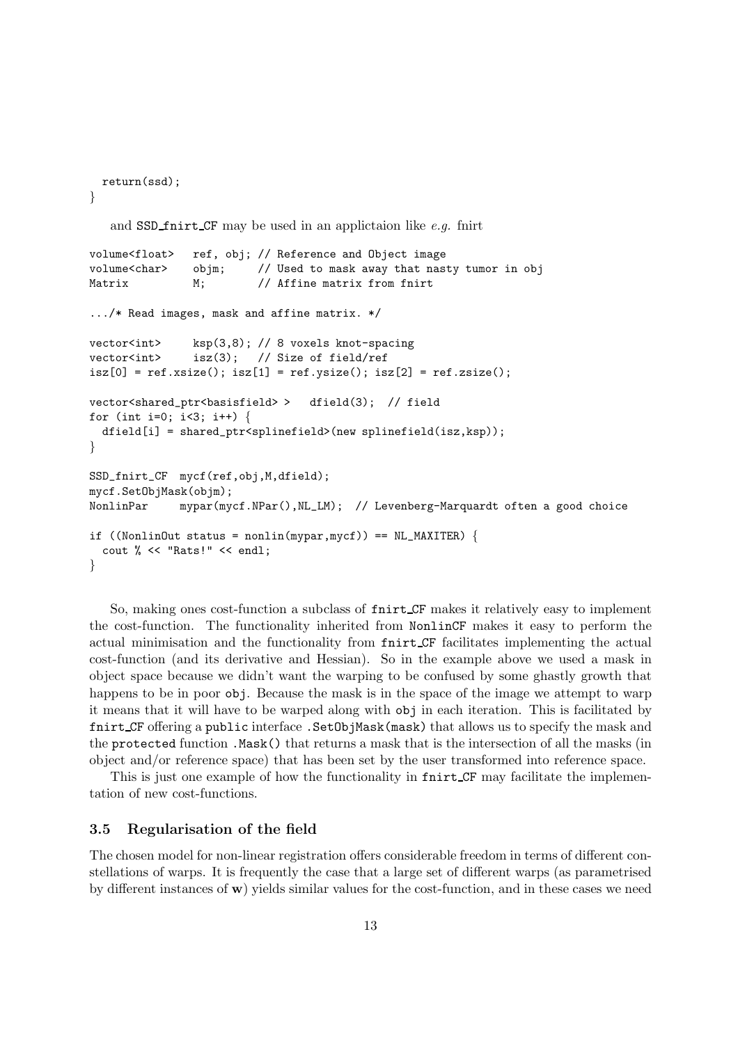```
  return(ssd);
}
```

and SSD_fnirt_CF may be used in an applictaion like *e.g.* fnirt

```
volume<float>   ref, obj; // Reference and Object image
volume<char>    objm;     // Used to mask away that nasty tumor in obj
Matrix          M;        // Affine matrix from fnirt

.../* Read images, mask and affine matrix. */

vector<int>     ksp(3,8); // 8 voxels knot-spacing
vector<int>     isz(3);   // Size of field/ref
isz[0] = ref.xsize(); isz[1] = ref.ysize(); isz[2] = ref.zsize();

vector<shared_ptr<basisfield> >   dfield(3);  // field
for (int i=0; i<3; i++) {
  dfield[i] = shared_ptr<splinefield>(new splinefield(isz,ksp));
}

SSD_fnirt_CF  mycf(ref,obj,M,dfield);
mycf.SetObjMask(objm);
NonlinPar     mypar(mycf.NPar(),NL_LM);  // Levenberg-Marquardt often a good choice

if ((NonlinOut status = nonlin(mypar,mycf)) == NL_MAXITER) {
  cout % << "Rats!" << endl;
}
```

So, making ones cost-function a subclass of fnirt_CF makes it relatively easy to implement the cost-function. The functionality inherited from NonlinCF makes it easy to perform the actual minimisation and the functionality from fnirt_CF facilitates implementing the actual cost-function (and its derivative and Hessian). So in the example above we used a mask in object space because we didn't want the warping to be confused by some ghastly growth that happens to be in poor obj. Because the mask is in the space of the image we attempt to warp it means that it will have to be warped along with obj in each iteration. This is facilitated by fnirt_CF offering a public interface .SetObjMask(mask) that allows us to specify the mask and the protected function .Mask() that returns a mask that is the intersection of all the masks (in object and/or reference space) that has been set by the user transformed into reference space.

This is just one example of how the functionality in fnirt_CF may facilitate the implementation of new cost-functions.

### 3.5 Regularisation of the field

The chosen model for non-linear registration offers considerable freedom in terms of different constellations of warps. It is frequently the case that a large set of different warps (as parametrised by different instances of $\mathbf{w}$) yields similar values for the cost-function, and in these cases we need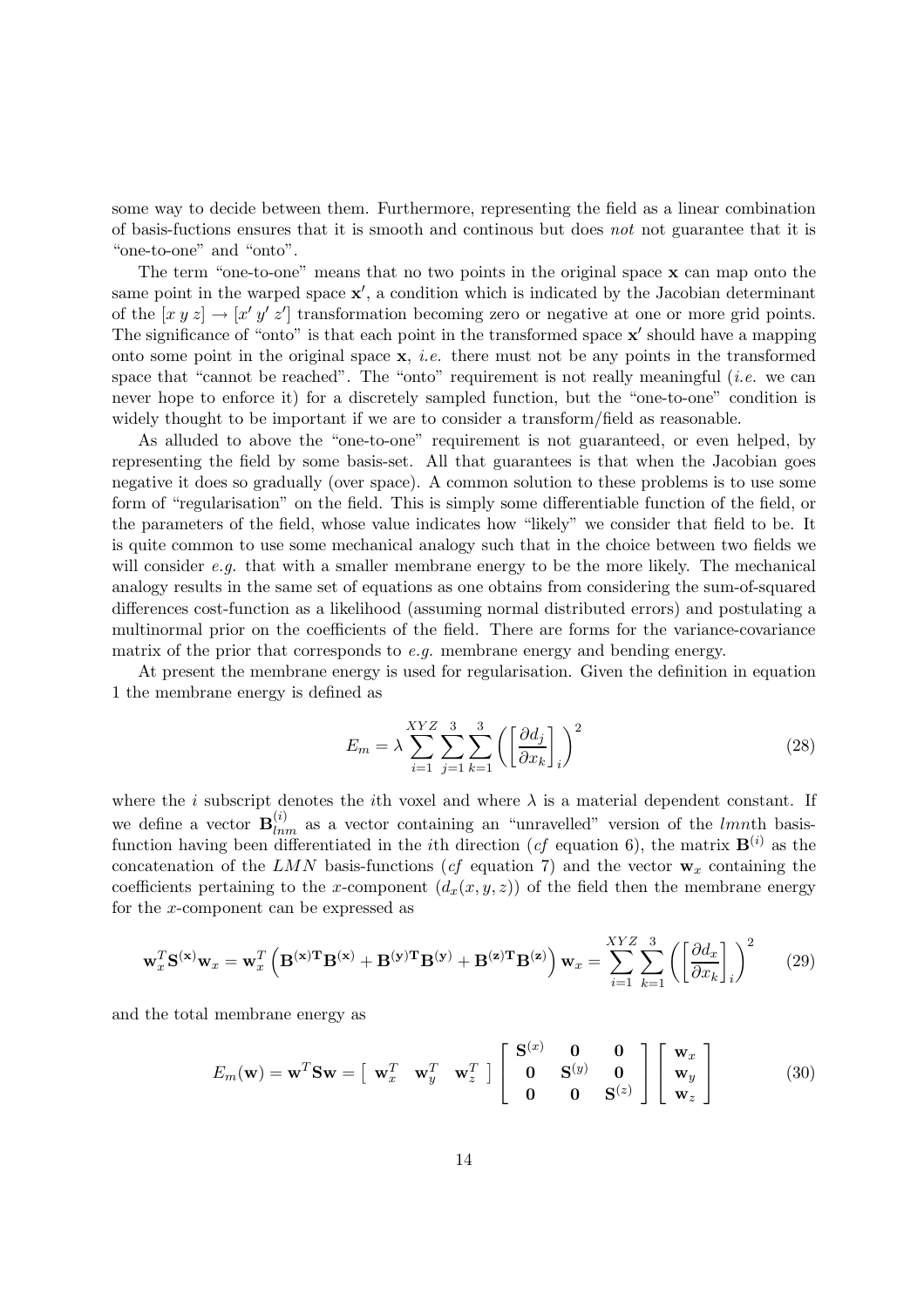some way to decide between them. Furthermore, representing the field as a linear combination of basis-fuctions ensures that it is smooth and continous but does *not* not guarantee that it is "one-to-one" and "onto".

The term "one-to-one" means that no two points in the original space $\mathbf{x}$ can map onto the same point in the warped space $\mathbf{x}'$, a condition which is indicated by the Jacobian determinant of the $[x\ y\ z] \rightarrow [x'\ y'\ z']$ transformation becoming zero or negative at one or more grid points. The significance of "onto" is that each point in the transformed space $\mathbf{x}'$ should have a mapping onto some point in the original space $\mathbf{x}$, *i.e.* there must not be any points in the transformed space that "cannot be reached". The "onto" requirement is not really meaningful (*i.e.* we can never hope to enforce it) for a discretely sampled function, but the "one-to-one" condition is widely thought to be important if we are to consider a transform/field as reasonable.

As alluded to above the "one-to-one" requirement is not guaranteed, or even helped, by representing the field by some basis-set. All that guarantees is that when the Jacobian goes negative it does so gradually (over space). A common solution to these problems is to use some form of "regularisation" on the field. This is simply some differentiable function of the field, or the parameters of the field, whose value indicates how "likely" we consider that field to be. It is quite common to use some mechanical analogy such that in the choice between two fields we will consider *e.g.* that with a smaller membrane energy to be the more likely. The mechanical analogy results in the same set of equations as one obtains from considering the sum-of-squared differences cost-function as a likelihood (assuming normal distributed errors) and postulating a multinormal prior on the coefficients of the field. There are forms for the variance-covariance matrix of the prior that corresponds to *e.g.* membrane energy and bending energy.

At present the membrane energy is used for regularisation. Given the definition in equation 1 the membrane energy is defined as

$$E_m = \lambda \sum_{i=1}^{XYZ} \sum_{j=1}^{3} \sum_{k=1}^{3} \left( \left[ \frac{\partial d_j}{\partial x_k} \right]_i \right)^2 \tag{28}$$

where the $i$ subscript denotes the $i$th voxel and where $\lambda$ is a material dependent constant. If we define a vector $\mathbf{B}_{lnm}^{(i)}$ as a vector containing an "unravelled" version of the $lmn$th basis-function having been differentiated in the $i$th direction (*cf* equation 6), the matrix $\mathbf{B}^{(i)}$ as the concatenation of the $LMN$ basis-functions (*cf* equation 7) and the vector $\mathbf{w}_x$ containing the coefficients pertaining to the $x$-component ($d_x(x, y, z)$) of the field then the membrane energy for the $x$-component can be expressed as

$$\mathbf{w}_x^T \mathbf{S}^{(\mathbf{x})} \mathbf{w}_x = \mathbf{w}_x^T \left( \mathbf{B}^{(\mathbf{x})\mathbf{T}} \mathbf{B}^{(\mathbf{x})} + \mathbf{B}^{(\mathbf{y})\mathbf{T}} \mathbf{B}^{(\mathbf{y})} + \mathbf{B}^{(\mathbf{z})\mathbf{T}} \mathbf{B}^{(\mathbf{z})} \right) \mathbf{w}_x = \sum_{i=1}^{XYZ} \sum_{k=1}^{3} \left( \left[ \frac{\partial d_x}{\partial x_k} \right]_i \right)^2 \tag{29}$$

and the total membrane energy as

$$E_m(\mathbf{w}) = \mathbf{w}^T \mathbf{S} \mathbf{w} = \begin{bmatrix} \mathbf{w}_x^T & \mathbf{w}_y^T & \mathbf{w}_z^T \end{bmatrix} \begin{bmatrix} \mathbf{S}^{(x)} & \mathbf{0} & \mathbf{0} \\ \mathbf{0} & \mathbf{S}^{(y)} & \mathbf{0} \\ \mathbf{0} & \mathbf{0} & \mathbf{S}^{(z)} \end{bmatrix} \begin{bmatrix} \mathbf{w}_x \\ \mathbf{w}_y \\ \mathbf{w}_z \end{bmatrix} \tag{30}$$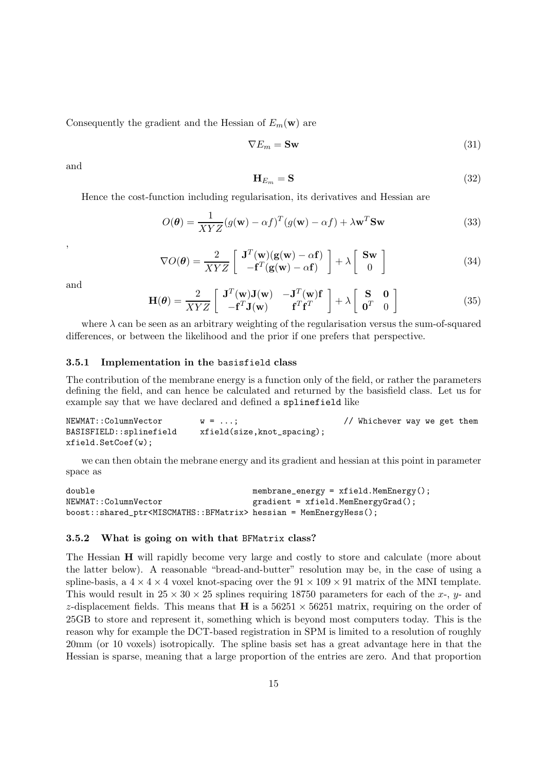Consequently the gradient and the Hessian of $E_m(\mathbf{w})$ are

$$\nabla E_m = \mathbf{S}\mathbf{w} \tag{31}$$

and

$$\mathbf{H}_{E_m} = \mathbf{S} \tag{32}$$

Hence the cost-function including regularisation, its derivatives and Hessian are

$$O(\boldsymbol{\theta}) = \frac{1}{XYZ}(g(\mathbf{w}) - \alpha f)^T (g(\mathbf{w}) - \alpha f) + \lambda \mathbf{w}^T \mathbf{S}\mathbf{w} \tag{33}$$

,

$$\nabla O(\boldsymbol{\theta}) = \frac{2}{XYZ} \begin{bmatrix} \mathbf{J}^T(\mathbf{w})(\mathbf{g}(\mathbf{w}) - \alpha \mathbf{f}) \\ -\mathbf{f}^T(\mathbf{g}(\mathbf{w}) - \alpha \mathbf{f}) \end{bmatrix} + \lambda \begin{bmatrix} \mathbf{S}\mathbf{w} \\ 0 \end{bmatrix} \tag{34}$$

and

$$\mathbf{H}(\boldsymbol{\theta}) = \frac{2}{XYZ} \begin{bmatrix} \mathbf{J}^T(\mathbf{w})\mathbf{J}(\mathbf{w}) & -\mathbf{J}^T(\mathbf{w})\mathbf{f} \\ -\mathbf{f}^T\mathbf{J}(\mathbf{w}) & \mathbf{f}^T\mathbf{f}^T \end{bmatrix} + \lambda \begin{bmatrix} \mathbf{S} & \mathbf{0} \\ \mathbf{0}^T & 0 \end{bmatrix} \tag{35}$$

where $\lambda$ can be seen as an arbitrary weighting of the regularisation versus the sum-of-squared differences, or between the likelihood and the prior if one prefers that perspective.

### 3.5.1 Implementation in the basisfield class

The contribution of the membrane energy is a function only of the field, or rather the parameters defining the field, and can hence be calculated and returned by the basisfield class. Let us for example say that we have declared and defined a `splinefield` like

```
NEWMAT::ColumnVector        w = ...;                        // Whichever way we get them
BASISFIELD::splinefield     xfield(size,knot_spacing);
xfield.SetCoef(w);
```

we can then obtain the mebrane energy and its gradient and hessian at this point in parameter space as

```
double                                    membrane_energy = xfield.MemEnergy();
NEWMAT::ColumnVector                      gradient = xfield.MemEnergyGrad();
boost::shared_ptr<MISCMATHS::BFMatrix> hessian = MemEnergyHess();
```

### 3.5.2 What is going on with that BFMatrix class?

The Hessian $\mathbf{H}$ will rapidly become very large and costly to store and calculate (more about the latter below). A reasonable "bread-and-butter" resolution may be, in the case of using a spline-basis, a $4 \times 4 \times 4$ voxel knot-spacing over the $91 \times 109 \times 91$ matrix of the MNI template. This would result in $25 \times 30 \times 25$ splines requiring 18750 parameters for each of the $x$-, $y$- and $z$-displacement fields. This means that $\mathbf{H}$ is a $56251 \times 56251$ matrix, requiring on the order of 25GB to store and represent it, something which is beyond most computers today. This is the reason why for example the DCT-based registration in SPM is limited to a resolution of roughly 20mm (or 10 voxels) isotropically. The spline basis set has a great advantage here in that the Hessian is sparse, meaning that a large proportion of the entries are zero. And that proportion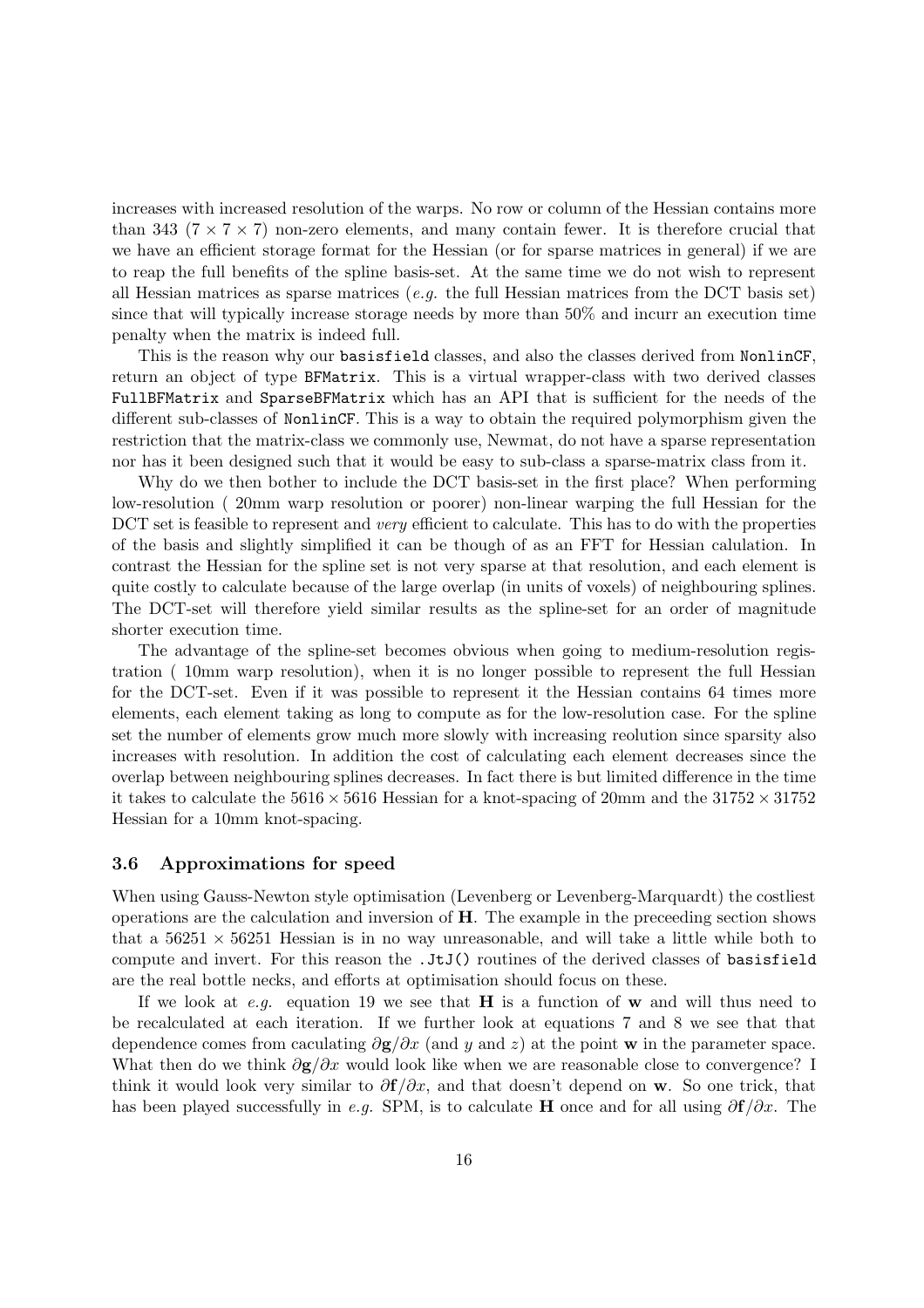increases with increased resolution of the warps. No row or column of the Hessian contains more than 343 ($7 \times 7 \times 7$) non-zero elements, and many contain fewer. It is therefore crucial that we have an efficient storage format for the Hessian (or for sparse matrices in general) if we are to reap the full benefits of the spline basis-set. At the same time we do not wish to represent all Hessian matrices as sparse matrices (*e.g.* the full Hessian matrices from the DCT basis set) since that will typically increase storage needs by more than 50% and incurr an execution time penalty when the matrix is indeed full.

This is the reason why our `basisfield` classes, and also the classes derived from `NonlinCF`, return an object of type `BFMatrix`. This is a virtual wrapper-class with two derived classes `FullBFMatrix` and `SparseBFMatrix` which has an API that is sufficient for the needs of the different sub-classes of `NonlinCF`. This is a way to obtain the required polymorphism given the restriction that the matrix-class we commonly use, Newmat, do not have a sparse representation nor has it been designed such that it would be easy to sub-class a sparse-matrix class from it.

Why do we then bother to include the DCT basis-set in the first place? When performing low-resolution ( 20mm warp resolution or poorer) non-linear warping the full Hessian for the DCT set is feasible to represent and *very* efficient to calculate. This has to do with the properties of the basis and slightly simplified it can be though of as an FFT for Hessian calulation. In contrast the Hessian for the spline set is not very sparse at that resolution, and each element is quite costly to calculate because of the large overlap (in units of voxels) of neighbouring splines. The DCT-set will therefore yield similar results as the spline-set for an order of magnitude shorter execution time.

The advantage of the spline-set becomes obvious when going to medium-resolution registration ( 10mm warp resolution), when it is no longer possible to represent the full Hessian for the DCT-set. Even if it was possible to represent it the Hessian contains 64 times more elements, each element taking as long to compute as for the low-resolution case. For the spline set the number of elements grow much more slowly with increasing reolution since sparsity also increases with resolution. In addition the cost of calculating each element decreases since the overlap between neighbouring splines decreases. In fact there is but limited difference in the time it takes to calculate the $5616 \times 5616$ Hessian for a knot-spacing of 20mm and the $31752 \times 31752$ Hessian for a 10mm knot-spacing.

### 3.6 Approximations for speed

When using Gauss-Newton style optimisation (Levenberg or Levenberg-Marquardt) the costliest operations are the calculation and inversion of $\mathbf{H}$. The example in the preceeding section shows that a $56251 \times 56251$ Hessian is in no way unreasonable, and will take a little while both to compute and invert. For this reason the `.JtJ()` routines of the derived classes of `basisfield` are the real bottle necks, and efforts at optimisation should focus on these.

If we look at *e.g.* equation 19 we see that $\mathbf{H}$ is a function of $\mathbf{w}$ and will thus need to be recalculated at each iteration. If we further look at equations 7 and 8 we see that that dependence comes from caculating $\partial \mathbf{g}/\partial x$ (and $y$ and $z$) at the point $\mathbf{w}$ in the parameter space. What then do we think $\partial \mathbf{g}/\partial x$ would look like when we are reasonable close to convergence? I think it would look very similar to $\partial \mathbf{f}/\partial x$, and that doesn't depend on $\mathbf{w}$. So one trick, that has been played successfully in *e.g.* SPM, is to calculate $\mathbf{H}$ once and for all using $\partial \mathbf{f}/\partial x$. The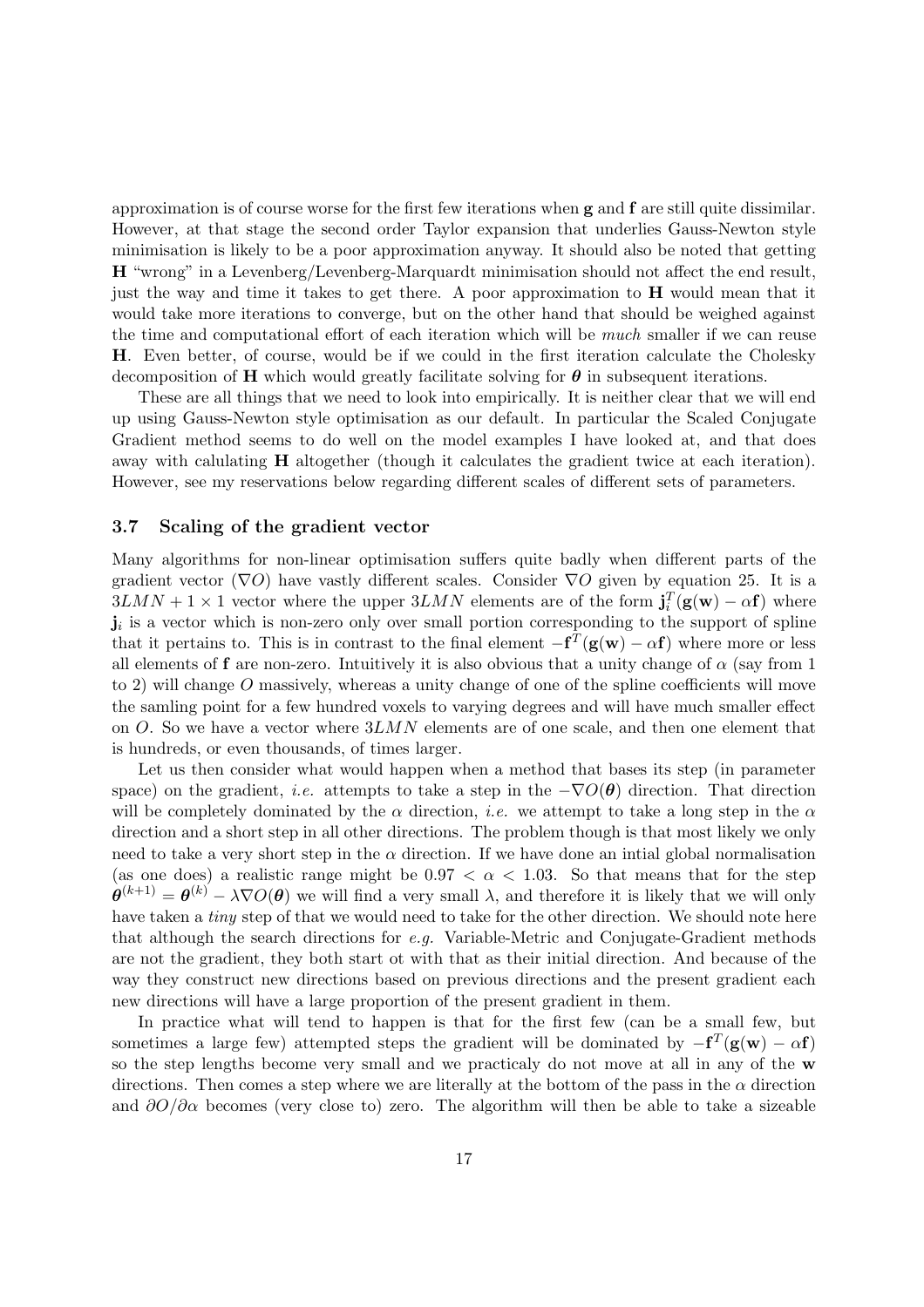approximation is of course worse for the first few iterations when $\mathbf{g}$ and $\mathbf{f}$ are still quite dissimilar. However, at that stage the second order Taylor expansion that underlies Gauss-Newton style minimisation is likely to be a poor approximation anyway. It should also be noted that getting $\mathbf{H}$ "wrong" in a Levenberg/Levenberg-Marquardt minimisation should not affect the end result, just the way and time it takes to get there. A poor approximation to $\mathbf{H}$ would mean that it would take more iterations to converge, but on the other hand that should be weighed against the time and computational effort of each iteration which will be *much* smaller if we can reuse $\mathbf{H}$. Even better, of course, would be if we could in the first iteration calculate the Cholesky decomposition of $\mathbf{H}$ which would greatly facilitate solving for $\boldsymbol{\theta}$ in subsequent iterations.

These are all things that we need to look into empirically. It is neither clear that we will end up using Gauss-Newton style optimisation as our default. In particular the Scaled Conjugate Gradient method seems to do well on the model examples I have looked at, and that does away with calulating $\mathbf{H}$ altogether (though it calculates the gradient twice at each iteration). However, see my reservations below regarding different scales of different sets of parameters.

### 3.7 Scaling of the gradient vector

Many algorithms for non-linear optimisation suffers quite badly when different parts of the gradient vector ($\nabla O$) have vastly different scales. Consider $\nabla O$ given by equation 25. It is a $3LMN + 1 \times 1$ vector where the upper $3LMN$ elements are of the form $\mathbf{j}_i^T(\mathbf{g}(\mathbf{w}) - \alpha\mathbf{f})$ where $\mathbf{j}_i$ is a vector which is non-zero only over small portion corresponding to the support of spline that it pertains to. This is in contrast to the final element $-\mathbf{f}^T(\mathbf{g}(\mathbf{w}) - \alpha\mathbf{f})$ where more or less all elements of $\mathbf{f}$ are non-zero. Intuitively it is also obvious that a unity change of $\alpha$ (say from 1 to 2) will change $O$ massively, whereas a unity change of one of the spline coefficients will move the samling point for a few hundred voxels to varying degrees and will have much smaller effect on $O$. So we have a vector where $3LMN$ elements are of one scale, and then one element that is hundreds, or even thousands, of times larger.

Let us then consider what would happen when a method that bases its step (in parameter space) on the gradient, *i.e.* attempts to take a step in the $-\nabla O(\boldsymbol{\theta})$ direction. That direction will be completely dominated by the $\alpha$ direction, *i.e.* we attempt to take a long step in the $\alpha$ direction and a short step in all other directions. The problem though is that most likely we only need to take a very short step in the $\alpha$ direction. If we have done an intial global normalisation (as one does) a realistic range might be $0.97 < \alpha < 1.03$. So that means that for the step $\boldsymbol{\theta}^{(k+1)} = \boldsymbol{\theta}^{(k)} - \lambda\nabla O(\boldsymbol{\theta})$ we will find a very small $\lambda$, and therefore it is likely that we will only have taken a *tiny* step of that we would need to take for the other direction. We should note here that although the search directions for *e.g.* Variable-Metric and Conjugate-Gradient methods are not the gradient, they both start ot with that as their initial direction. And because of the way they construct new directions based on previous directions and the present gradient each new directions will have a large proportion of the present gradient in them.

In practice what will tend to happen is that for the first few (can be a small few, but sometimes a large few) attempted steps the gradient will be dominated by $-\mathbf{f}^T(\mathbf{g}(\mathbf{w}) - \alpha\mathbf{f})$ so the step lengths become very small and we practicaly do not move at all in any of the $\mathbf{w}$ directions. Then comes a step where we are literally at the bottom of the pass in the $\alpha$ direction and $\partial O/\partial\alpha$ becomes (very close to) zero. The algorithm will then be able to take a sizeable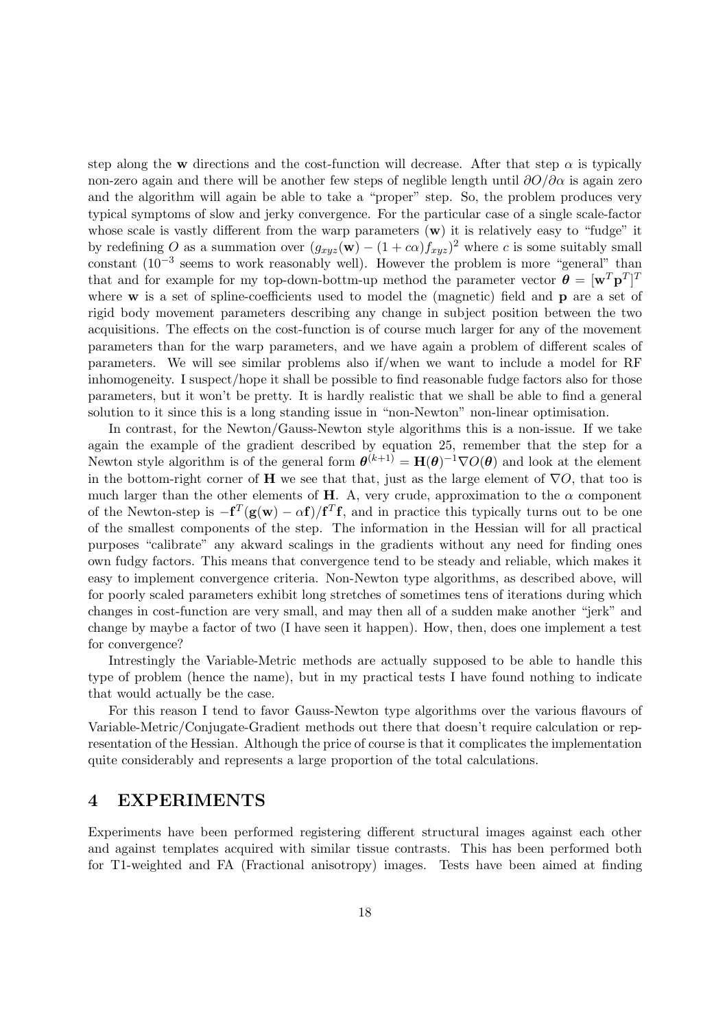step along the $\mathbf{w}$ directions and the cost-function will decrease. After that step $\alpha$ is typically non-zero again and there will be another few steps of negligible length until $\partial O/\partial\alpha$ is again zero and the algorithm will again be able to take a "proper" step. So, the problem produces very typical symptoms of slow and jerky convergence. For the particular case of a single scale-factor whose scale is vastly different from the warp parameters ($\mathbf{w}$) it is relatively easy to "fudge" it by redefining $O$ as a summation over $(g_{xyz}(\mathbf{w}) - (1 + c\alpha)f_{xyz})^2$ where $c$ is some suitably small constant ($10^{-3}$ seems to work reasonably well). However the problem is more "general" than that and for example for my top-down-bottm-up method the parameter vector $\boldsymbol{\theta} = [\mathbf{w}^T \mathbf{p}^T]^T$ where $\mathbf{w}$ is a set of spline-coefficients used to model the (magnetic) field and $\mathbf{p}$ are a set of rigid body movement parameters describing any change in subject position between the two acquisitions. The effects on the cost-function is of course much larger for any of the movement parameters than for the warp parameters, and we have again a problem of different scales of parameters. We will see similar problems also if/when we want to include a model for RF inhomogeneity. I suspect/hope it shall be possible to find reasonable fudge factors also for those parameters, but it won't be pretty. It is hardly realistic that we shall be able to find a general solution to it since this is a long standing issue in "non-Newton" non-linear optimisation.

In contrast, for the Newton/Gauss-Newton style algorithms this is a non-issue. If we take again the example of the gradient described by equation 25, remember that the step for a Newton style algorithm is of the general form $\boldsymbol{\theta}^{(k+1)} = \mathbf{H}(\boldsymbol{\theta})^{-1}\nabla O(\boldsymbol{\theta})$ and look at the element in the bottom-right corner of $\mathbf{H}$ we see that that, just as the large element of $\nabla O$, that too is much larger than the other elements of $\mathbf{H}$. A, very crude, approximation to the $\alpha$ component of the Newton-step is $-\mathbf{f}^T(\mathbf{g}(\mathbf{w}) - \alpha\mathbf{f})/\mathbf{f}^T\mathbf{f}$, and in practice this typically turns out to be one of the smallest components of the step. The information in the Hessian will for all practical purposes "calibrate" any akward scalings in the gradients without any need for finding ones own fudgy factors. This means that convergence tend to be steady and reliable, which makes it easy to implement convergence criteria. Non-Newton type algorithms, as described above, will for poorly scaled parameters exhibit long stretches of sometimes tens of iterations during which changes in cost-function are very small, and may then all of a sudden make another "jerk" and change by maybe a factor of two (I have seen it happen). How, then, does one implement a test for convergence?

Intrestingly the Variable-Metric methods are actually supposed to be able to handle this type of problem (hence the name), but in my practical tests I have found nothing to indicate that would actually be the case.

For this reason I tend to favor Gauss-Newton type algorithms over the various flavours of Variable-Metric/Conjugate-Gradient methods out there that doesn't require calculation or representation of the Hessian. Although the price of course is that it complicates the implementation quite considerably and represents a large proportion of the total calculations.

## 4 EXPERIMENTS

Experiments have been performed registering different structural images against each other and against templates acquired with similar tissue contrasts. This has been performed both for T1-weighted and FA (Fractional anisotropy) images. Tests have been aimed at finding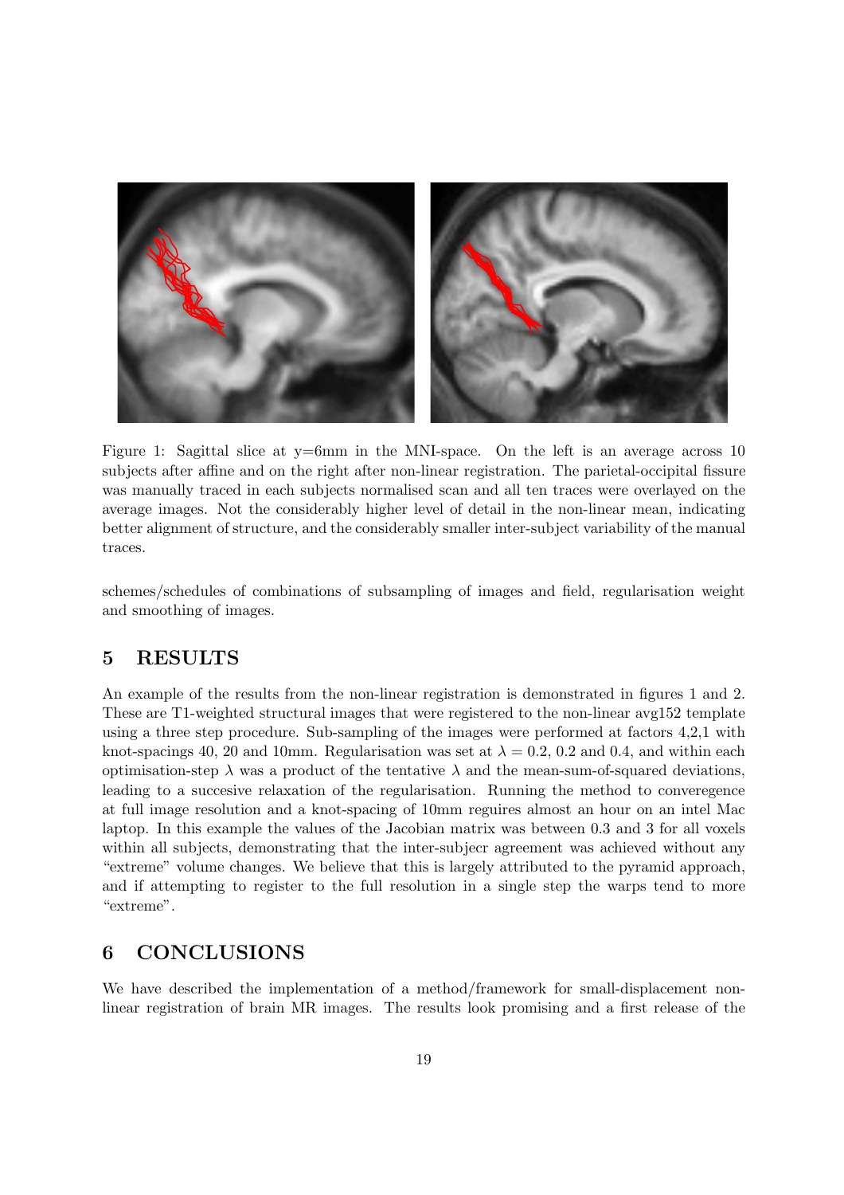Figure 1: Sagittal slice at y=6mm in the MNI-space. On the left is an average across 10 subjects after affine and on the right after non-linear registration. The parietal-occipital fissure was manually traced in each subjects normalised scan and all ten traces were overlayed on the average images. Not the considerably higher level of detail in the non-linear mean, indicating better alignment of structure, and the considerably smaller inter-subject variability of the manual traces.

schemes/schedules of combinations of subsampling of images and field, regularisation weight and smoothing of images.

## 5 RESULTS

An example of the results from the non-linear registration is demonstrated in figures 1 and 2. These are T1-weighted structural images that were registered to the non-linear avg152 template using a three step procedure. Sub-sampling of the images were performed at factors 4,2,1 with knot-spacings 40, 20 and 10mm. Regularisation was set at $\lambda = 0.2$, 0.2 and 0.4, and within each optimisation-step $\lambda$ was a product of the tentative $\lambda$ and the mean-sum-of-squared deviations, leading to a succesive relaxation of the regularisation. Running the method to converegence at full image resolution and a knot-spacing of 10mm reguires almost an hour on an intel Mac laptop. In this example the values of the Jacobian matrix was between 0.3 and 3 for all voxels within all subjects, demonstrating that the inter-subjecr agreement was achieved without any "extreme" volume changes. We believe that this is largely attributed to the pyramid approach, and if attempting to register to the full resolution in a single step the warps tend to more "extreme".

## 6 CONCLUSIONS

We have described the implementation of a method/framework for small-displacement non-linear registration of brain MR images. The results look promising and a first release of the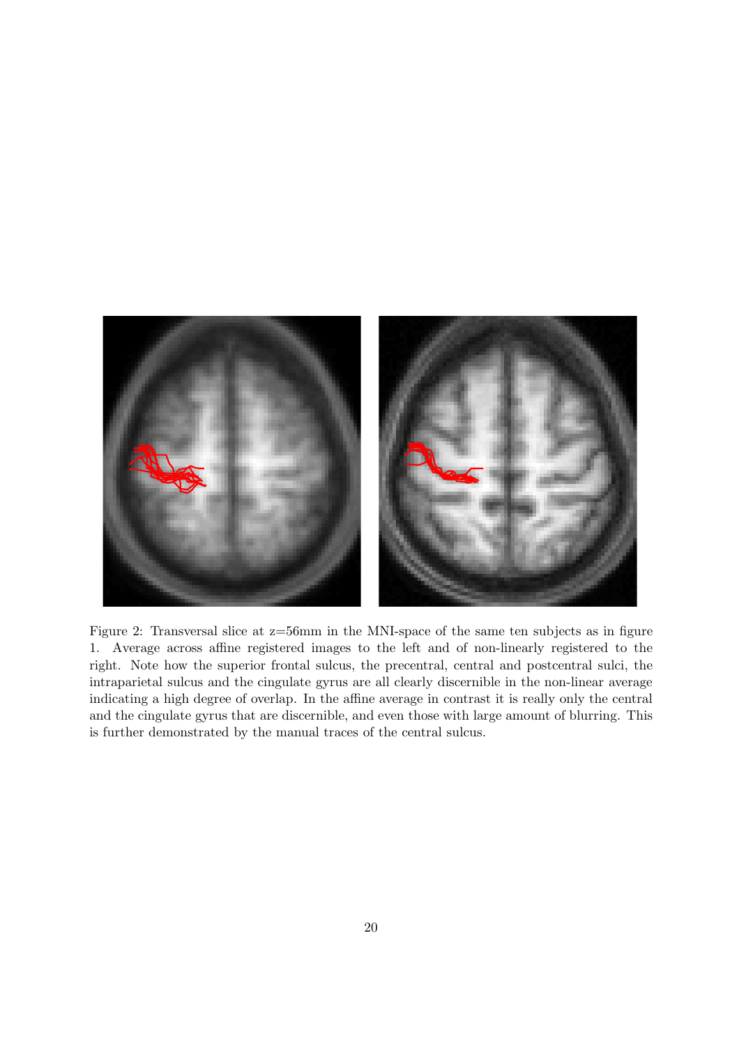Figure 2: Transversal slice at z=56mm in the MNI-space of the same ten subjects as in figure 1. Average across affine registered images to the left and of non-linearly registered to the right. Note how the superior frontal sulcus, the precentral, central and postcentral sulci, the intraparietal sulcus and the cingulate gyrus are all clearly discernible in the non-linear average indicating a high degree of overlap. In the affine average in contrast it is really only the central and the cingulate gyrus that are discernible, and even those with large amount of blurring. This is further demonstrated by the manual traces of the central sulcus.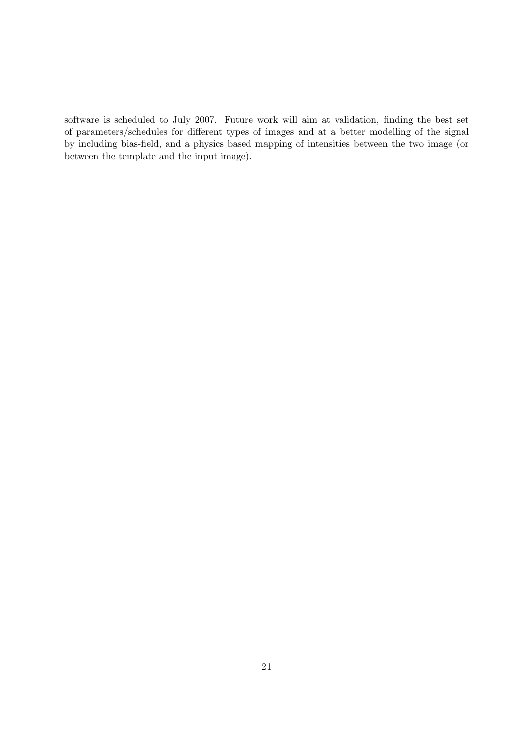software is scheduled to July 2007. Future work will aim at validation, finding the best set of parameters/schedules for different types of images and at a better modelling of the signal by including bias-field, and a physics based mapping of intensities between the two image (or between the template and the input image).